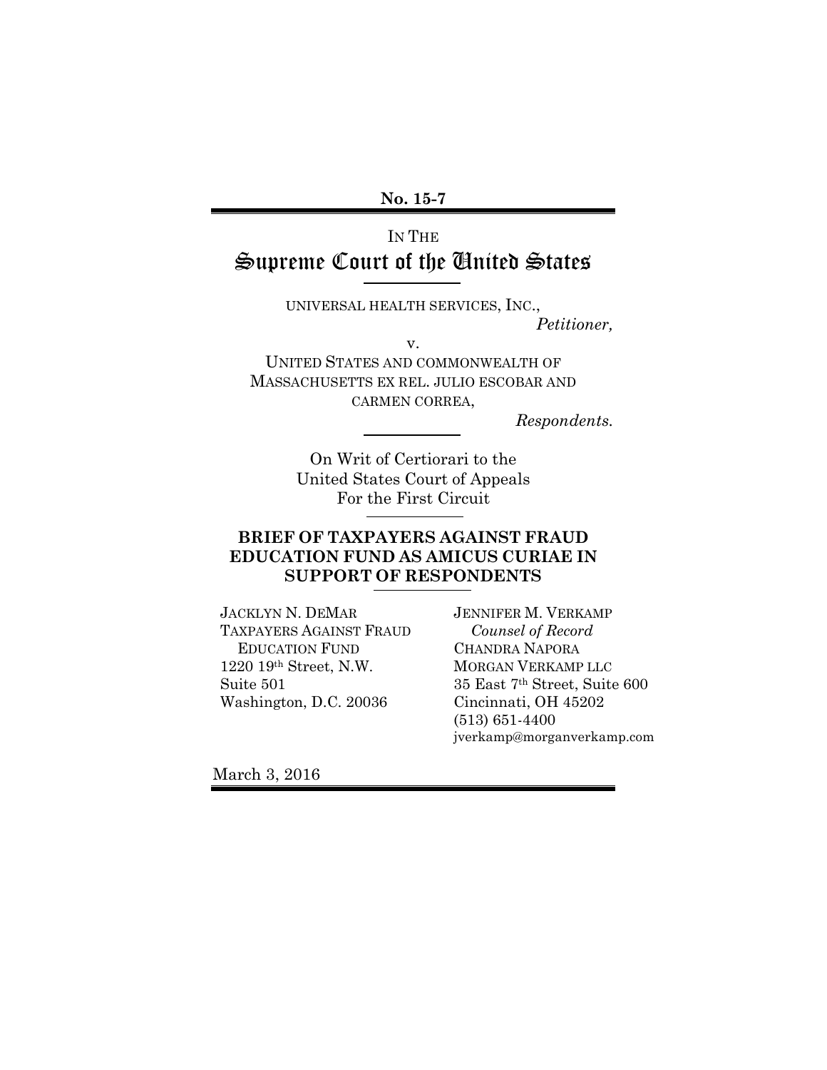**No. 15-7**

IN THE

# Supreme Court of the United States

UNIVERSAL HEALTH SERVICES, INC.,

*Petitioner,*

v.

UNITED STATES AND COMMONWEALTH OF MASSACHUSETTS EX REL. JULIO ESCOBAR AND CARMEN CORREA,

*Respondents.*

On Writ of Certiorari to the United States Court of Appeals For the First Circuit

**BRIEF OF TAXPAYERS AGAINST FRAUD EDUCATION FUND AS AMICUS CURIAE IN SUPPORT OF RESPONDENTS**

JACKLYN N. DEMAR
TAXPAYERS AGAINST FRAUD EDUCATION FUND
1220 19th Street, N.W.
Suite 501
Washington, D.C. 20036

JENNIFER M. VERKAMP
*Counsel of Record*
CHANDRA NAPORA
MORGAN VERKAMP LLC
35 East 7th Street, Suite 600
Cincinnati, OH 45202
(513) 651-4400
jverkamp@morganverkamp.com

March 3, 2016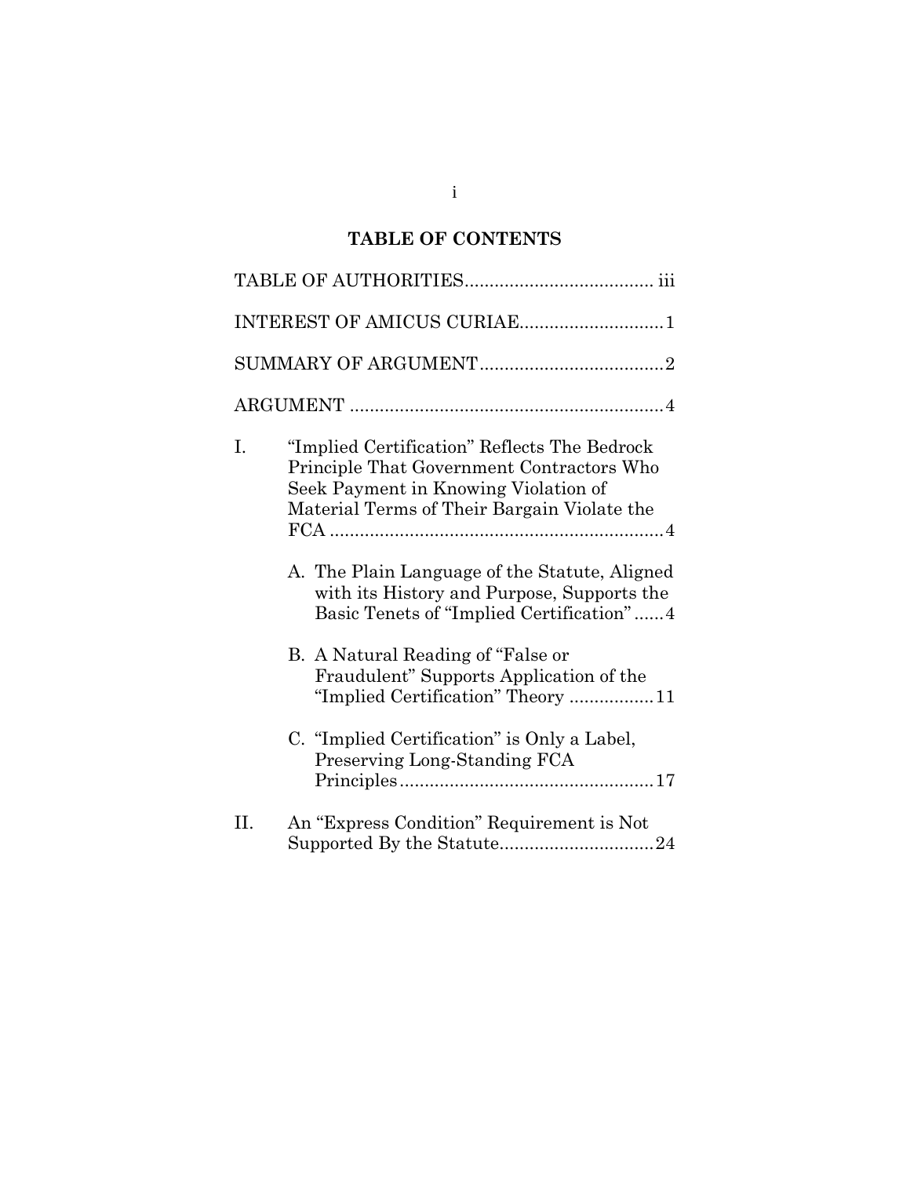# TABLE OF CONTENTS

TABLE OF AUTHORITIES...................................... iii

INTEREST OF AMICUS CURIAE............................1

SUMMARY OF ARGUMENT.....................................2

ARGUMENT ...............................................................4

I. "Implied Certification" Reflects The Bedrock Principle That Government Contractors Who Seek Payment in Knowing Violation of Material Terms of Their Bargain Violate the FCA ....................................................................4

   A. The Plain Language of the Statute, Aligned with its History and Purpose, Supports the Basic Tenets of "Implied Certification" ......4

   B. A Natural Reading of "False or Fraudulent" Supports Application of the "Implied Certification" Theory .................11

   C. "Implied Certification" is Only a Label, Preserving Long-Standing FCA Principles...................................................17

II. An "Express Condition" Requirement is Not Supported By the Statute...............................24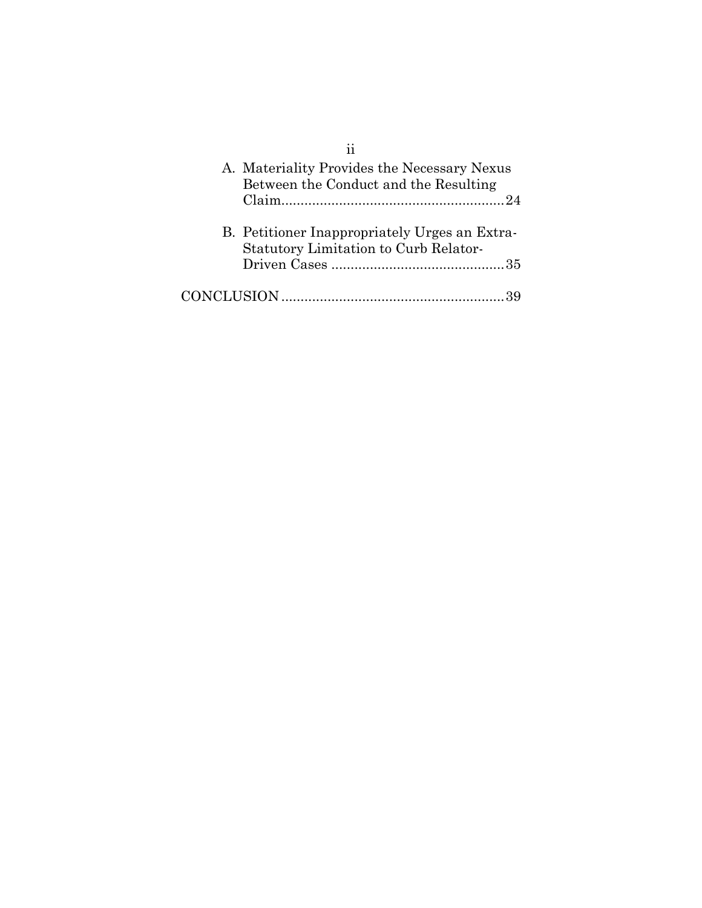A. Materiality Provides the Necessary Nexus Between the Conduct and the Resulting Claim.........................................................24

B. Petitioner Inappropriately Urges an Extra-Statutory Limitation to Curb Relator-Driven Cases .............................................35

CONCLUSION.........................................................39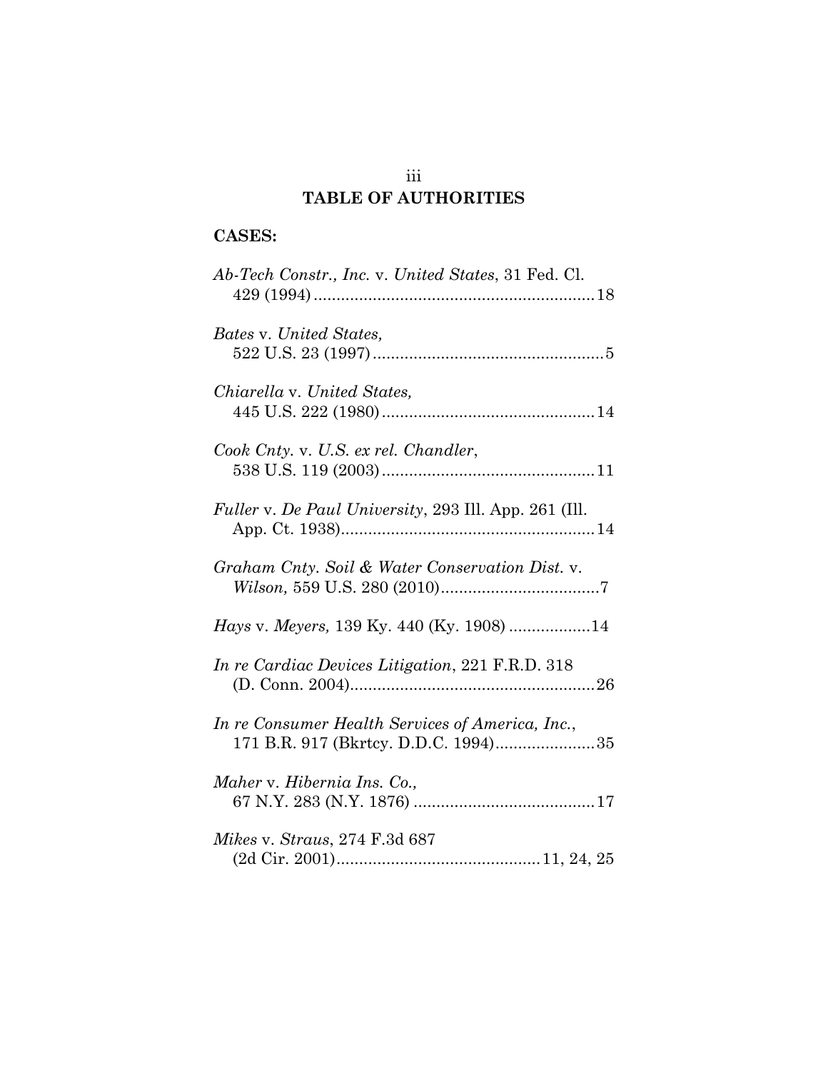# TABLE OF AUTHORITIES

**CASES:**

*Ab-Tech Constr., Inc.* v. *United States*, 31 Fed. Cl. 429 (1994) .......... 18

*Bates* v. *United States*, 522 U.S. 23 (1997) .......... 5

*Chiarella* v. *United States*, 445 U.S. 222 (1980) .......... 14

*Cook Cnty.* v. *U.S. ex rel. Chandler*, 538 U.S. 119 (2003) .......... 11

*Fuller* v. *De Paul University*, 293 Ill. App. 261 (Ill. App. Ct. 1938) .......... 14

*Graham Cnty. Soil & Water Conservation Dist.* v. *Wilson,* 559 U.S. 280 (2010) .......... 7

*Hays* v. *Meyers,* 139 Ky. 440 (Ky. 1908) .......... 14

*In re Cardiac Devices Litigation*, 221 F.R.D. 318 (D. Conn. 2004) .......... 26

*In re Consumer Health Services of America, Inc.*, 171 B.R. 917 (Bkrtcy. D.D.C. 1994) .......... 35

*Maher* v. *Hibernia Ins. Co.,* 67 N.Y. 283 (N.Y. 1876) .......... 17

*Mikes* v. *Straus*, 274 F.3d 687 (2d Cir. 2001) .......... 11, 24, 25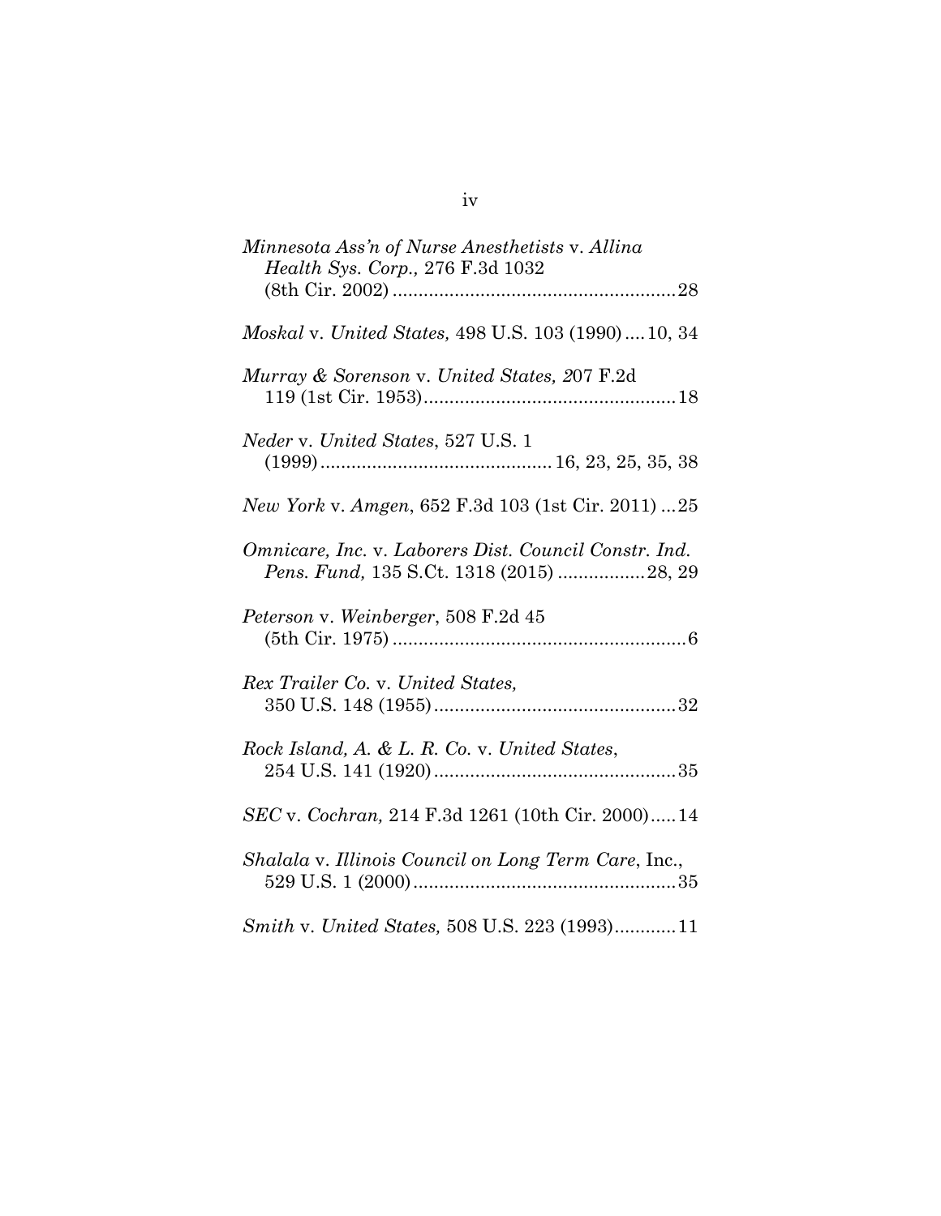*Minnesota Ass'n of Nurse Anesthetists* v. *Allina Health Sys. Corp.,* 276 F.3d 1032 (8th Cir. 2002) .......................................................28

*Moskal* v. *United States,* 498 U.S. 103 (1990) .... 10, 34

*Murray & Sorenson* v. *United States, 2*07 F.2d 119 (1st Cir. 1953)................................................. 18

*Neder* v. *United States*, 527 U.S. 1 (1999)............................................. 16, 23, 25, 35, 38

*New York* v. *Amgen*, 652 F.3d 103 (1st Cir. 2011) ... 25

*Omnicare, Inc.* v. *Laborers Dist. Council Constr. Ind. Pens. Fund,* 135 S.Ct. 1318 (2015) ................. 28, 29

*Peterson* v. *Weinberger*, 508 F.2d 45 (5th Cir. 1975) .........................................................6

*Rex Trailer Co.* v. *United States,* 350 U.S. 148 (1955)...............................................32

*Rock Island, A. & L. R. Co.* v. *United States*, 254 U.S. 141 (1920)...............................................35

*SEC* v. *Cochran,* 214 F.3d 1261 (10th Cir. 2000)..... 14

*Shalala* v. *Illinois Council on Long Term Care*, Inc., 529 U.S. 1 (2000)...................................................35

*Smith* v. *United States,* 508 U.S. 223 (1993)............ 11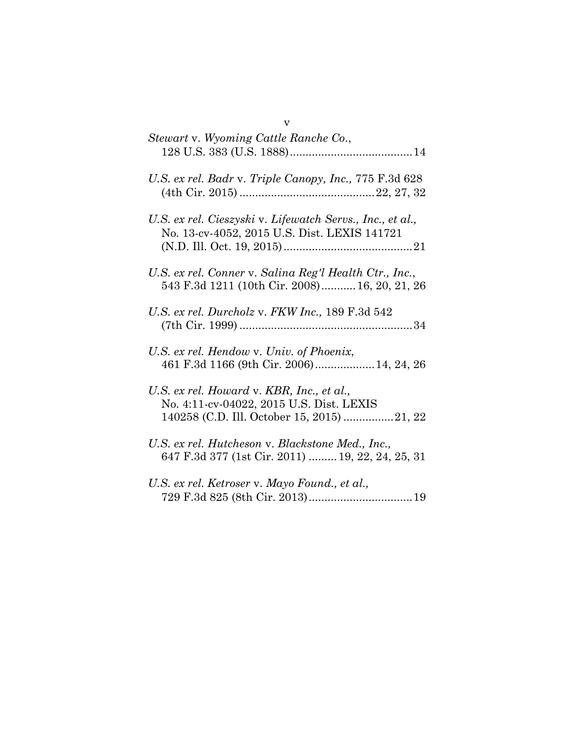*Stewart* v. *Wyoming Cattle Ranche Co.*, 128 U.S. 383 (U.S. 1888) ....................................... 14

*U.S. ex rel. Badr* v. *Triple Canopy, Inc.,* 775 F.3d 628 (4th Cir. 2015) ........................................... 22, 27, 32

*U.S. ex rel. Cieszyski* v. *Lifewatch Servs., Inc., et al.,* No. 13-cv-4052, 2015 U.S. Dist. LEXIS 141721 (N.D. Ill. Oct. 19, 2015) ......................................... 21

*U.S. ex rel. Conner* v. *Salina Reg'l Health Ctr., Inc.*, 543 F.3d 1211 (10th Cir. 2008) ........... 16, 20, 21, 26

*U.S. ex rel. Durcholz* v. *FKW Inc.,* 189 F.3d 542 (7th Cir. 1999) ....................................................... 34

*U.S. ex rel. Hendow* v. *Univ. of Phoenix*, 461 F.3d 1166 (9th Cir. 2006) ................... 14, 24, 26

*U.S. ex rel. Howard* v. *KBR, Inc., et al.,* No. 4:11-cv-04022, 2015 U.S. Dist. LEXIS 140258 (C.D. Ill. October 15, 2015) ................ 21, 22

*U.S. ex rel. Hutcheson* v. *Blackstone Med., Inc.,* 647 F.3d 377 (1st Cir. 2011) ......... 19, 22, 24, 25, 31

*U.S. ex rel. Ketroser* v. *Mayo Found., et al.,* 729 F.3d 825 (8th Cir. 2013) ................................. 19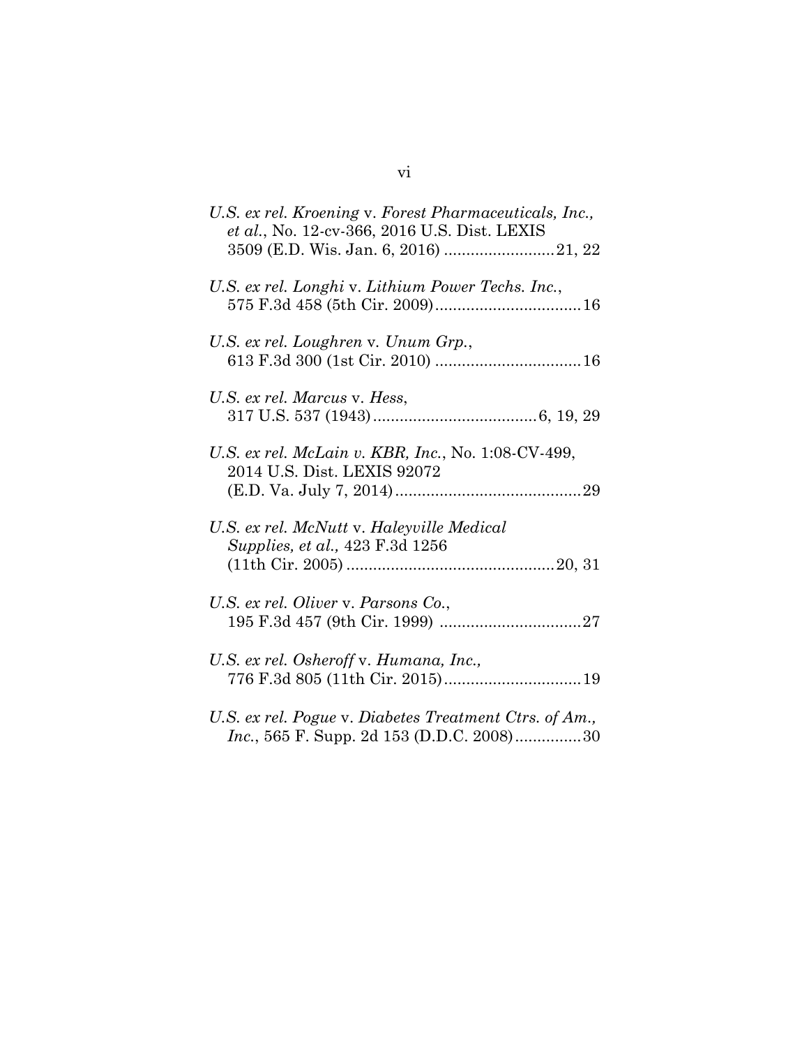*U.S. ex rel. Kroening* v. *Forest Pharmaceuticals, Inc., et al.*, No. 12-cv-366, 2016 U.S. Dist. LEXIS 3509 (E.D. Wis. Jan. 6, 2016) ......................... 21, 22

*U.S. ex rel. Longhi* v. *Lithium Power Techs. Inc.*, 575 F.3d 458 (5th Cir. 2009) ................................. 16

*U.S. ex rel. Loughren* v. *Unum Grp.*, 613 F.3d 300 (1st Cir. 2010) ................................. 16

*U.S. ex rel. Marcus* v. *Hess*, 317 U.S. 537 (1943) ..................................... 6, 19, 29

*U.S. ex rel. McLain v. KBR, Inc.*, No. 1:08-CV-499, 2014 U.S. Dist. LEXIS 92072 (E.D. Va. July 7, 2014) .......................................... 29

*U.S. ex rel. McNutt* v. *Haleyville Medical Supplies, et al.,* 423 F.3d 1256 (11th Cir. 2005) ............................................... 20, 31

*U.S. ex rel. Oliver* v. *Parsons Co.*, 195 F.3d 457 (9th Cir. 1999) ................................ 27

*U.S. ex rel. Osheroff* v. *Humana, Inc.,* 776 F.3d 805 (11th Cir. 2015) ............................... 19

*U.S. ex rel. Pogue* v. *Diabetes Treatment Ctrs. of Am., Inc.*, 565 F. Supp. 2d 153 (D.D.C. 2008) ............... 30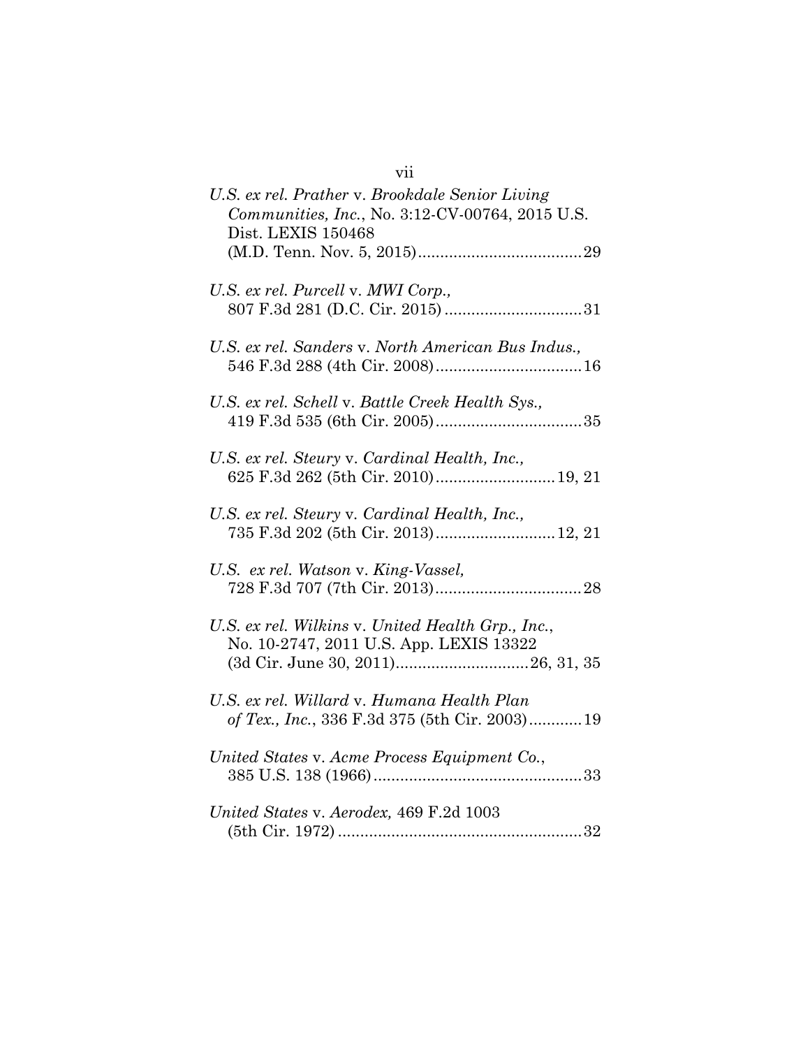*U.S. ex rel. Prather* v. *Brookdale Senior Living Communities, Inc.*, No. 3:12-CV-00764, 2015 U.S. Dist. LEXIS 150468 (M.D. Tenn. Nov. 5, 2015) .................................... 29

*U.S. ex rel. Purcell* v. *MWI Corp.*, 807 F.3d 281 (D.C. Cir. 2015) ............................... 31

*U.S. ex rel. Sanders* v. *North American Bus Indus.*, 546 F.3d 288 (4th Cir. 2008) ................................ 16

*U.S. ex rel. Schell* v. *Battle Creek Health Sys.*, 419 F.3d 535 (6th Cir. 2005) ................................ 35

*U.S. ex rel. Steury* v. *Cardinal Health, Inc.*, 625 F.3d 262 (5th Cir. 2010) .......................... 19, 21

*U.S. ex rel. Steury* v. *Cardinal Health, Inc.*, 735 F.3d 202 (5th Cir. 2013) .......................... 12, 21

*U.S. ex rel. Watson* v. *King-Vassel*, 728 F.3d 707 (7th Cir. 2013) ................................ 28

*U.S. ex rel. Wilkins* v. *United Health Grp., Inc.*, No. 10-2747, 2011 U.S. App. LEXIS 13322 (3d Cir. June 30, 2011) ............................. 26, 31, 35

*U.S. ex rel. Willard* v. *Humana Health Plan of Tex., Inc.*, 336 F.3d 375 (5th Cir. 2003) ............ 19

*United States* v. *Acme Process Equipment Co.*, 385 U.S. 138 (1966) .............................................. 33

*United States* v. *Aerodex,* 469 F.2d 1003 (5th Cir. 1972) ...................................................... 32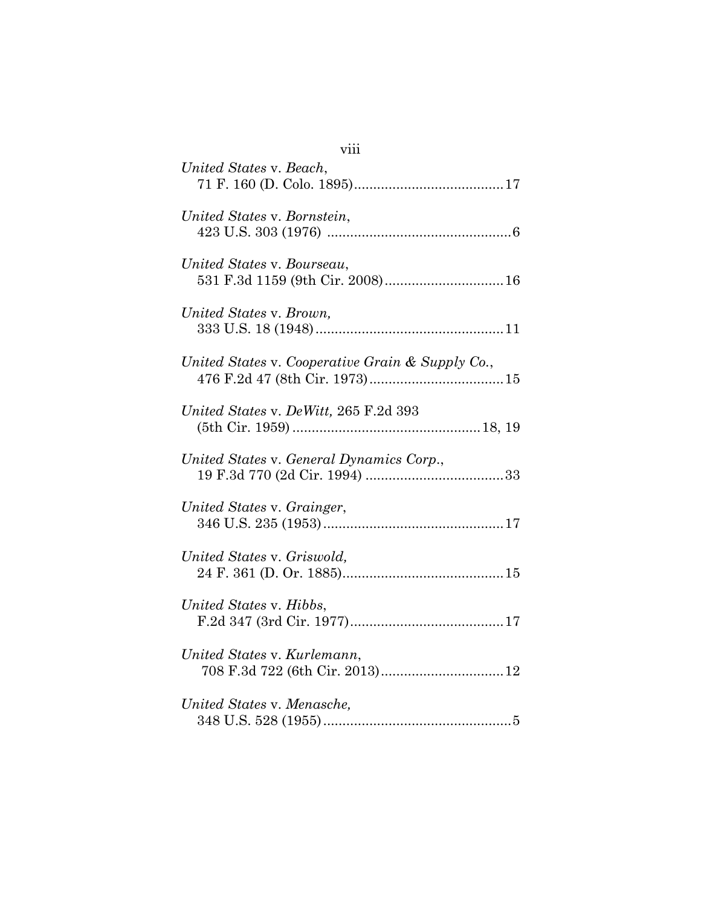*United States* v. *Beach*,
71 F. 160 (D. Colo. 1895)........................................17

*United States* v. *Bornstein*,
423 U.S. 303 (1976) ................................................6

*United States* v. *Bourseau*,
531 F.3d 1159 (9th Cir. 2008)...............................16

*United States* v. *Brown,*
333 U.S. 18 (1948).................................................11

*United States* v. *Cooperative Grain & Supply Co.*,
476 F.2d 47 (8th Cir. 1973)...................................15

*United States* v. *DeWitt,* 265 F.2d 393
(5th Cir. 1959) .................................................18, 19

*United States* v. *General Dynamics Corp*.,
19 F.3d 770 (2d Cir. 1994) ....................................33

*United States* v. *Grainger*,
346 U.S. 235 (1953)...............................................17

*United States* v. *Griswold,*
24 F. 361 (D. Or. 1885)..........................................15

*United States* v. *Hibbs*,
F.2d 347 (3rd Cir. 1977)........................................17

*United States* v. *Kurlemann*,
708 F.3d 722 (6th Cir. 2013)................................12

*United States* v. *Menasche,*
348 U.S. 528 (1955).................................................5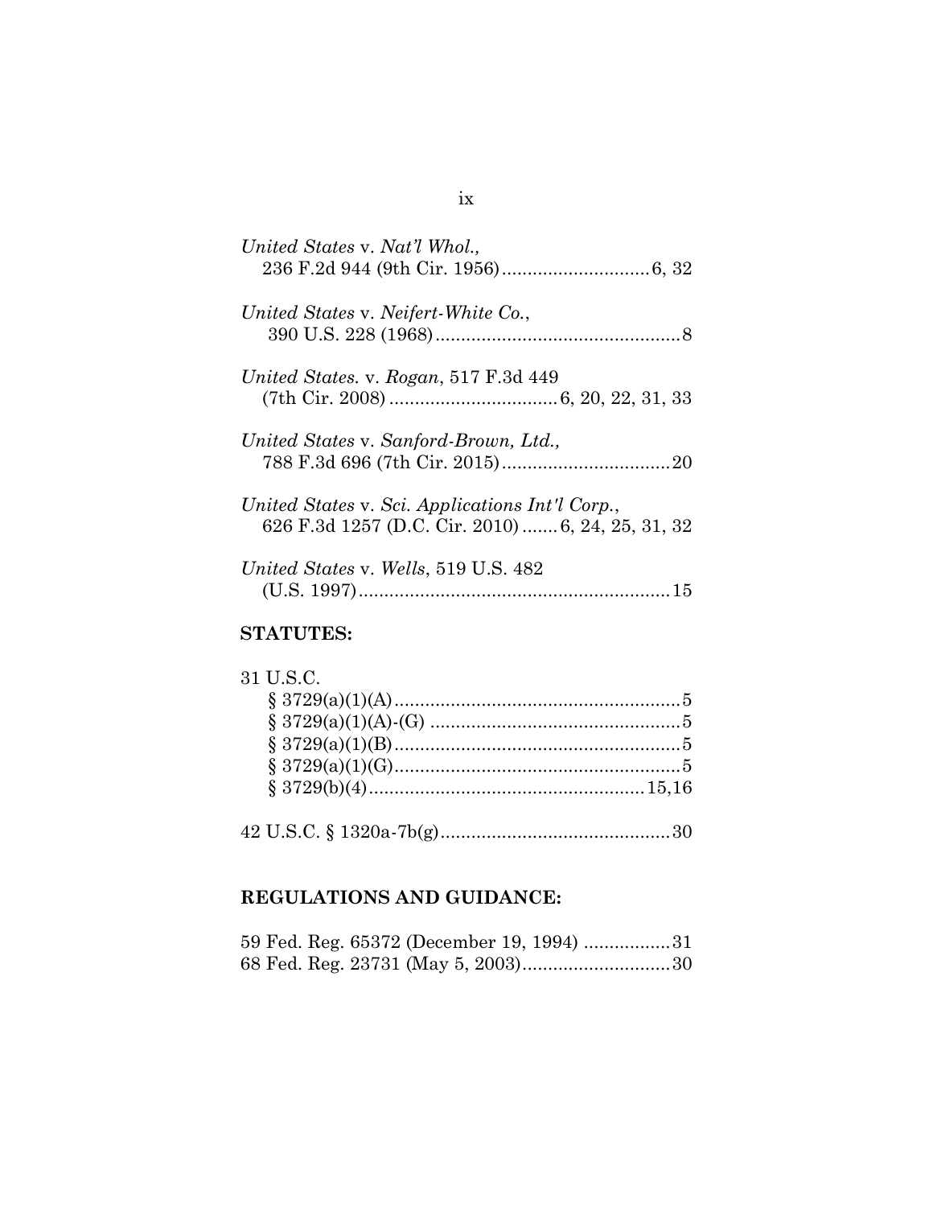*United States* v. *Nat'l Whol.*,
236 F.2d 944 (9th Cir. 1956) .............................6, 32

*United States* v. *Neifert-White Co.*,
390 U.S. 228 (1968) ................................................8

*United States.* v. *Rogan*, 517 F.3d 449
(7th Cir. 2008) ................................6, 20, 22, 31, 33

*United States* v. *Sanford-Brown, Ltd.*,
788 F.3d 696 (7th Cir. 2015) .................................20

*United States* v. *Sci. Applications Int'l Corp.*,
626 F.3d 1257 (D.C. Cir. 2010) .......6, 24, 25, 31, 32

*United States* v. *Wells*, 519 U.S. 482
(U.S. 1997) .............................................................15

**STATUTES:**

31 U.S.C.
§ 3729(a)(1)(A) ........................................................5
§ 3729(a)(1)(A)-(G) .................................................5
§ 3729(a)(1)(B) ........................................................5
§ 3729(a)(1)(G) ........................................................5
§ 3729(b)(4) ......................................................15,16

42 U.S.C. § 1320a-7b(g) .............................................30

**REGULATIONS AND GUIDANCE:**

59 Fed. Reg. 65372 (December 19, 1994) .................31
68 Fed. Reg. 23731 (May 5, 2003) .............................30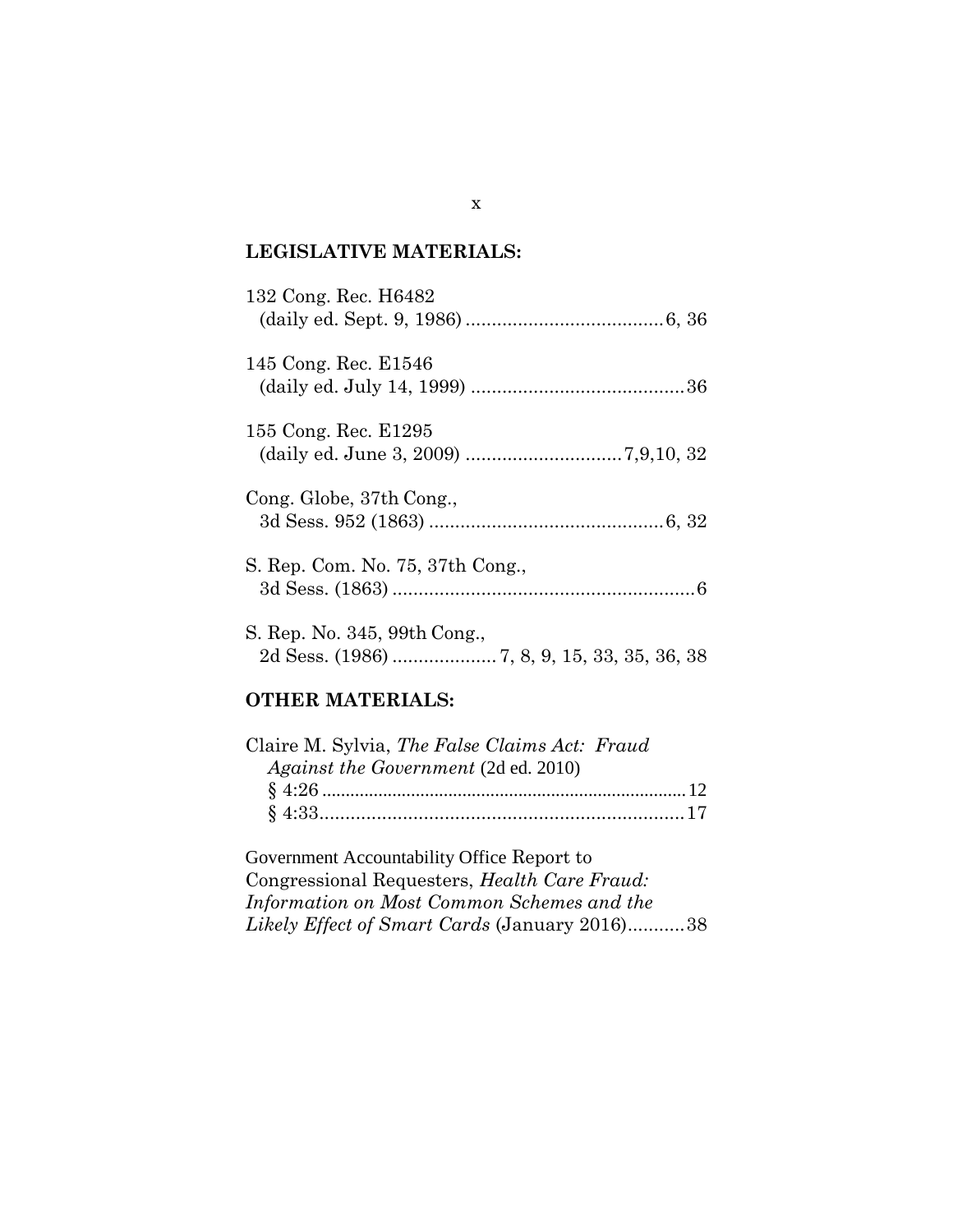## LEGISLATIVE MATERIALS:

132 Cong. Rec. H6482
(daily ed. Sept. 9, 1986) ...................................... 6, 36

145 Cong. Rec. E1546
(daily ed. July 14, 1999) ......................................... 36

155 Cong. Rec. E1295
(daily ed. June 3, 2009) ............................. 7,9,10, 32

Cong. Globe, 37th Cong.,
3d Sess. 952 (1863) ............................................. 6, 32

S. Rep. Com. No. 75, 37th Cong.,
3d Sess. (1863) .......................................................... 6

S. Rep. No. 345, 99th Cong.,
2d Sess. (1986) .................... 7, 8, 9, 15, 33, 35, 36, 38

## OTHER MATERIALS:

Claire M. Sylvia, *The False Claims Act: Fraud Against the Government* (2d ed. 2010)
§ 4:26 .............................................................................. 12
§ 4:33...................................................................... 17

Government Accountability Office Report to Congressional Requesters, *Health Care Fraud: Information on Most Common Schemes and the Likely Effect of Smart Cards* (January 2016)........... 38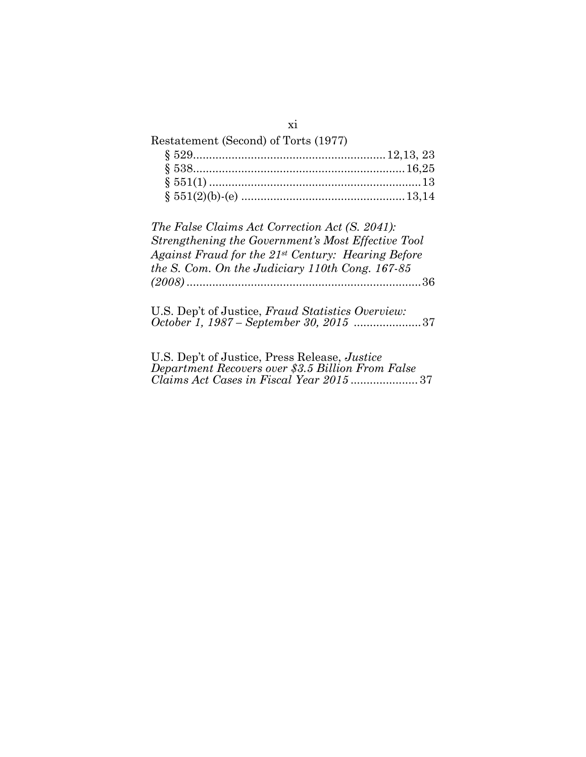Restatement (Second) of Torts (1977)

§ 529 .......................................................... 12,13, 23

§ 538 ................................................................ 16,25

§ 551(1) ................................................................. 13

§ 551(2)(b)-(e) .................................................. 13,14

*The False Claims Act Correction Act (S. 2041): Strengthening the Government's Most Effective Tool Against Fraud for the 21st Century: Hearing Before the S. Com. On the Judiciary 110th Cong. 167-85 (2008)* ........................................................................ 36

U.S. Dep't of Justice, *Fraud Statistics Overview: October 1, 1987 – September 30, 2015* ..................... 37

U.S. Dep't of Justice, Press Release, *Justice Department Recovers over $3.5 Billion From False Claims Act Cases in Fiscal Year 2015* ..................... 37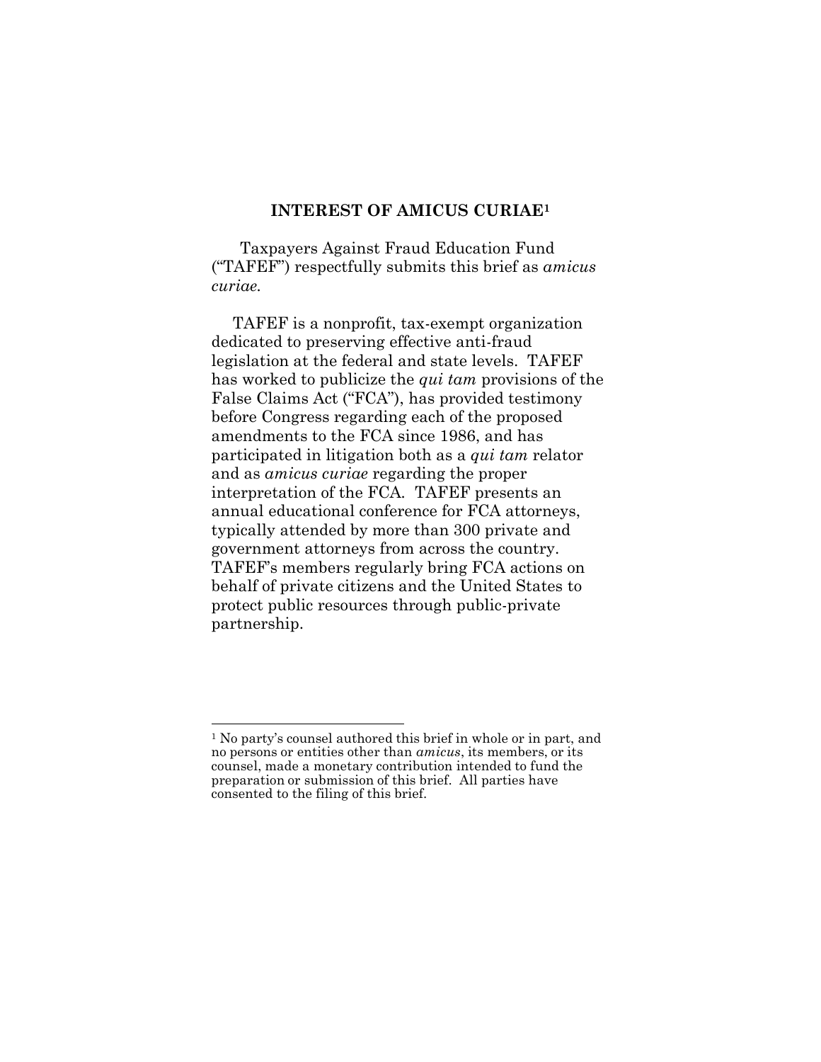## INTEREST OF AMICUS CURIAE[1]

Taxpayers Against Fraud Education Fund ("TAFEF") respectfully submits this brief as *amicus curiae*.

TAFEF is a nonprofit, tax-exempt organization dedicated to preserving effective anti-fraud legislation at the federal and state levels. TAFEF has worked to publicize the *qui tam* provisions of the False Claims Act ("FCA"), has provided testimony before Congress regarding each of the proposed amendments to the FCA since 1986, and has participated in litigation both as a *qui tam* relator and as *amicus curiae* regarding the proper interpretation of the FCA. TAFEF presents an annual educational conference for FCA attorneys, typically attended by more than 300 private and government attorneys from across the country. TAFEF's members regularly bring FCA actions on behalf of private citizens and the United States to protect public resources through public-private partnership.

---

[1] No party's counsel authored this brief in whole or in part, and no persons or entities other than *amicus*, its members, or its counsel, made a monetary contribution intended to fund the preparation or submission of this brief. All parties have consented to the filing of this brief.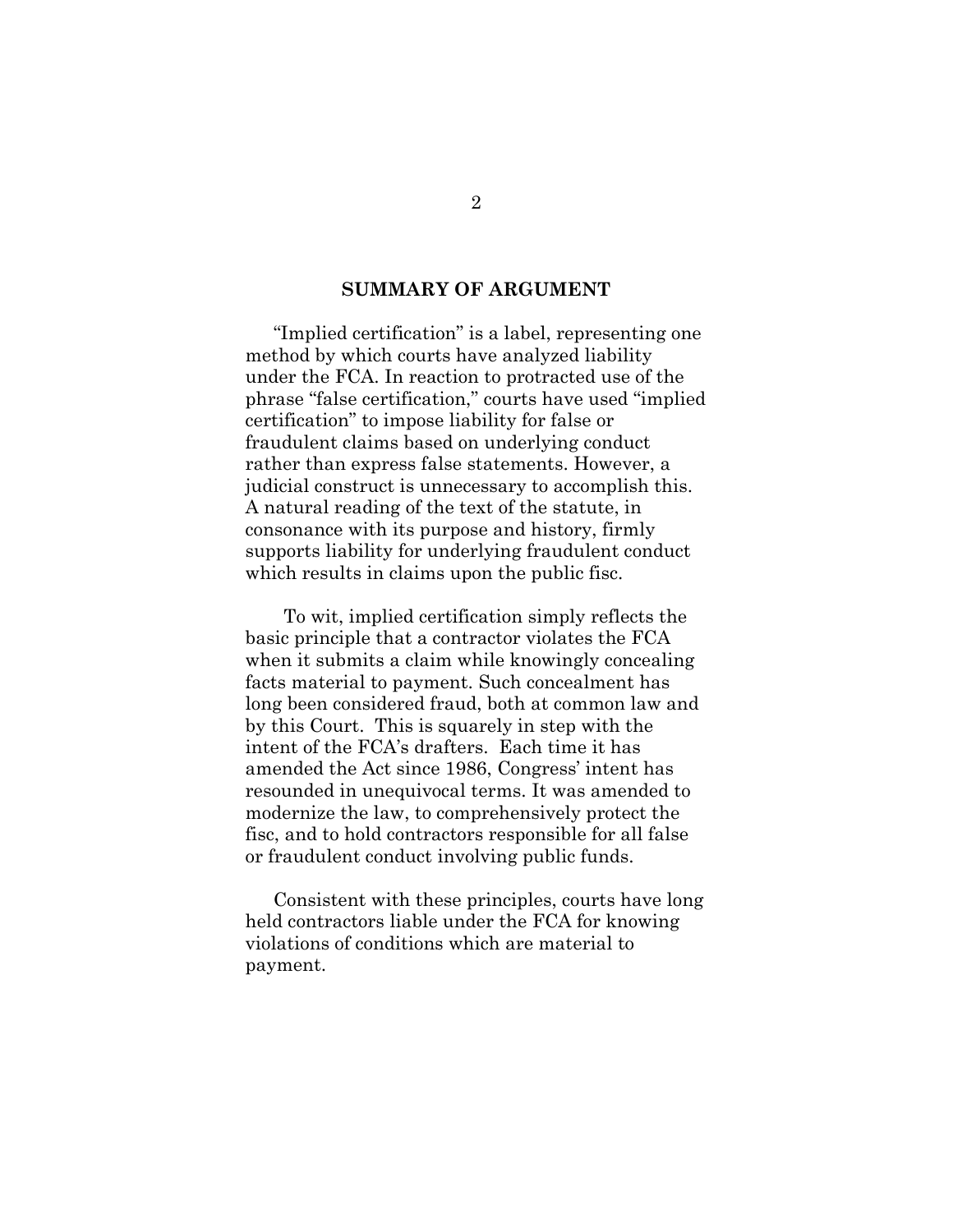## SUMMARY OF ARGUMENT

"Implied certification" is a label, representing one method by which courts have analyzed liability under the FCA. In reaction to protracted use of the phrase "false certification," courts have used "implied certification" to impose liability for false or fraudulent claims based on underlying conduct rather than express false statements. However, a judicial construct is unnecessary to accomplish this. A natural reading of the text of the statute, in consonance with its purpose and history, firmly supports liability for underlying fraudulent conduct which results in claims upon the public fisc.

To wit, implied certification simply reflects the basic principle that a contractor violates the FCA when it submits a claim while knowingly concealing facts material to payment. Such concealment has long been considered fraud, both at common law and by this Court. This is squarely in step with the intent of the FCA's drafters. Each time it has amended the Act since 1986, Congress' intent has resounded in unequivocal terms. It was amended to modernize the law, to comprehensively protect the fisc, and to hold contractors responsible for all false or fraudulent conduct involving public funds.

Consistent with these principles, courts have long held contractors liable under the FCA for knowing violations of conditions which are material to payment.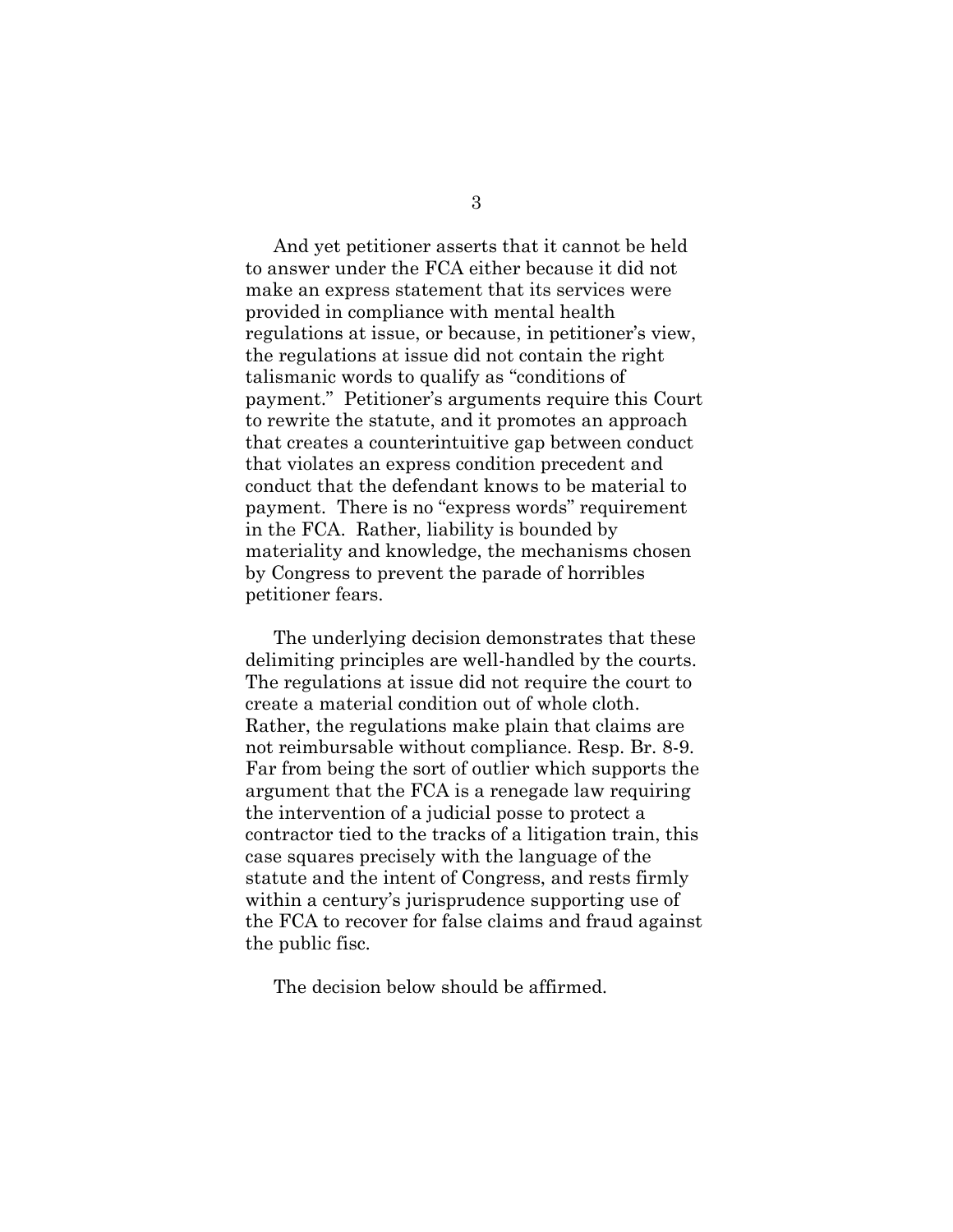And yet petitioner asserts that it cannot be held to answer under the FCA either because it did not make an express statement that its services were provided in compliance with mental health regulations at issue, or because, in petitioner's view, the regulations at issue did not contain the right talismanic words to qualify as "conditions of payment." Petitioner's arguments require this Court to rewrite the statute, and it promotes an approach that creates a counterintuitive gap between conduct that violates an express condition precedent and conduct that the defendant knows to be material to payment. There is no "express words" requirement in the FCA. Rather, liability is bounded by materiality and knowledge, the mechanisms chosen by Congress to prevent the parade of horribles petitioner fears.

The underlying decision demonstrates that these delimiting principles are well-handled by the courts. The regulations at issue did not require the court to create a material condition out of whole cloth. Rather, the regulations make plain that claims are not reimbursable without compliance. Resp. Br. 8-9. Far from being the sort of outlier which supports the argument that the FCA is a renegade law requiring the intervention of a judicial posse to protect a contractor tied to the tracks of a litigation train, this case squares precisely with the language of the statute and the intent of Congress, and rests firmly within a century's jurisprudence supporting use of the FCA to recover for false claims and fraud against the public fisc.

The decision below should be affirmed.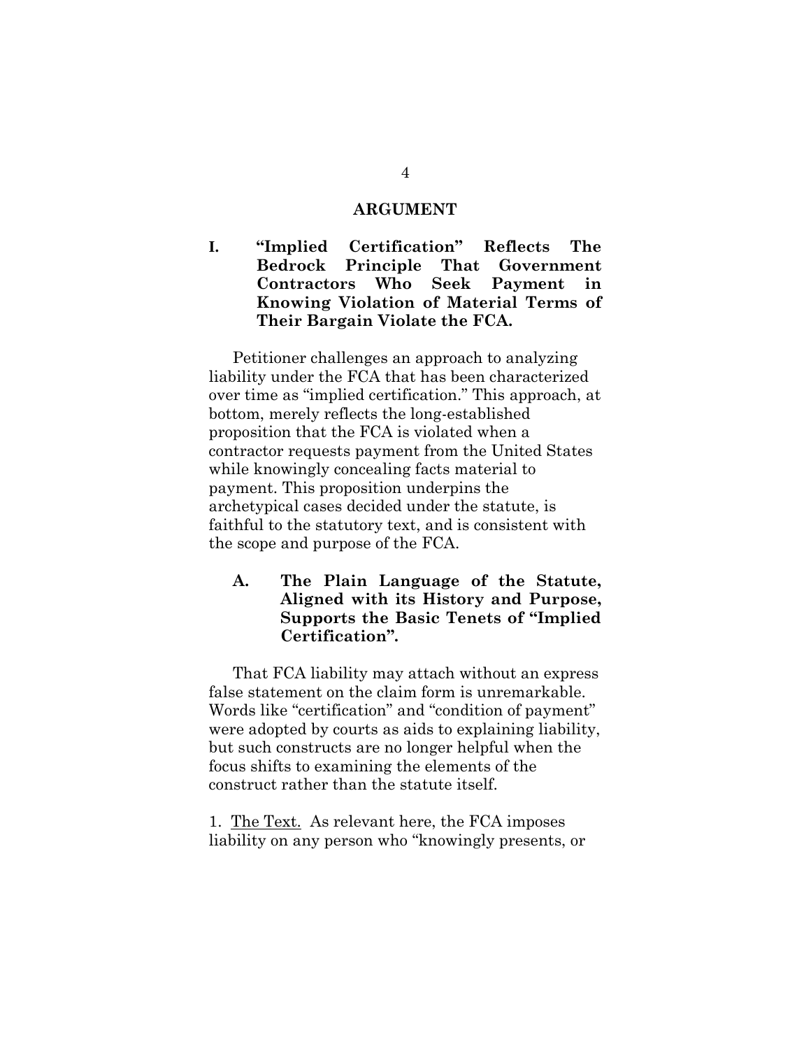## ARGUMENT

### I. "Implied Certification" Reflects The Bedrock Principle That Government Contractors Who Seek Payment in Knowing Violation of Material Terms of Their Bargain Violate the FCA.

Petitioner challenges an approach to analyzing liability under the FCA that has been characterized over time as "implied certification." This approach, at bottom, merely reflects the long-established proposition that the FCA is violated when a contractor requests payment from the United States while knowingly concealing facts material to payment. This proposition underpins the archetypical cases decided under the statute, is faithful to the statutory text, and is consistent with the scope and purpose of the FCA.

#### A. The Plain Language of the Statute, Aligned with its History and Purpose, Supports the Basic Tenets of "Implied Certification".

That FCA liability may attach without an express false statement on the claim form is unremarkable. Words like "certification" and "condition of payment" were adopted by courts as aids to explaining liability, but such constructs are no longer helpful when the focus shifts to examining the elements of the construct rather than the statute itself.

1. <u>The Text.</u> As relevant here, the FCA imposes liability on any person who "knowingly presents, or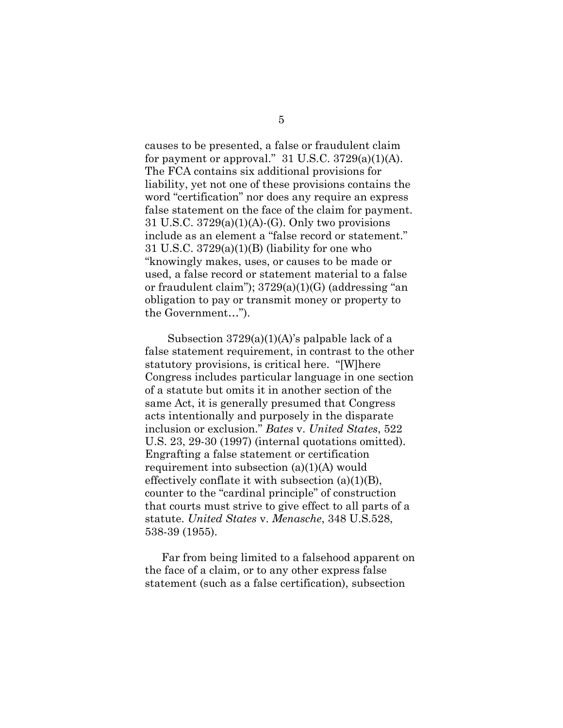causes to be presented, a false or fraudulent claim for payment or approval." 31 U.S.C. 3729(a)(1)(A). The FCA contains six additional provisions for liability, yet not one of these provisions contains the word "certification" nor does any require an express false statement on the face of the claim for payment. 31 U.S.C. 3729(a)(1)(A)-(G). Only two provisions include as an element a "false record or statement." 31 U.S.C. 3729(a)(1)(B) (liability for one who "knowingly makes, uses, or causes to be made or used, a false record or statement material to a false or fraudulent claim"); 3729(a)(1)(G) (addressing "an obligation to pay or transmit money or property to the Government…").

Subsection 3729(a)(1)(A)'s palpable lack of a false statement requirement, in contrast to the other statutory provisions, is critical here. "[W]here Congress includes particular language in one section of a statute but omits it in another section of the same Act, it is generally presumed that Congress acts intentionally and purposely in the disparate inclusion or exclusion." *Bates* v. *United States*, 522 U.S. 23, 29-30 (1997) (internal quotations omitted). Engrafting a false statement or certification requirement into subsection (a)(1)(A) would effectively conflate it with subsection (a)(1)(B), counter to the "cardinal principle" of construction that courts must strive to give effect to all parts of a statute. *United States* v. *Menasche*, 348 U.S.528, 538-39 (1955).

Far from being limited to a falsehood apparent on the face of a claim, or to any other express false statement (such as a false certification), subsection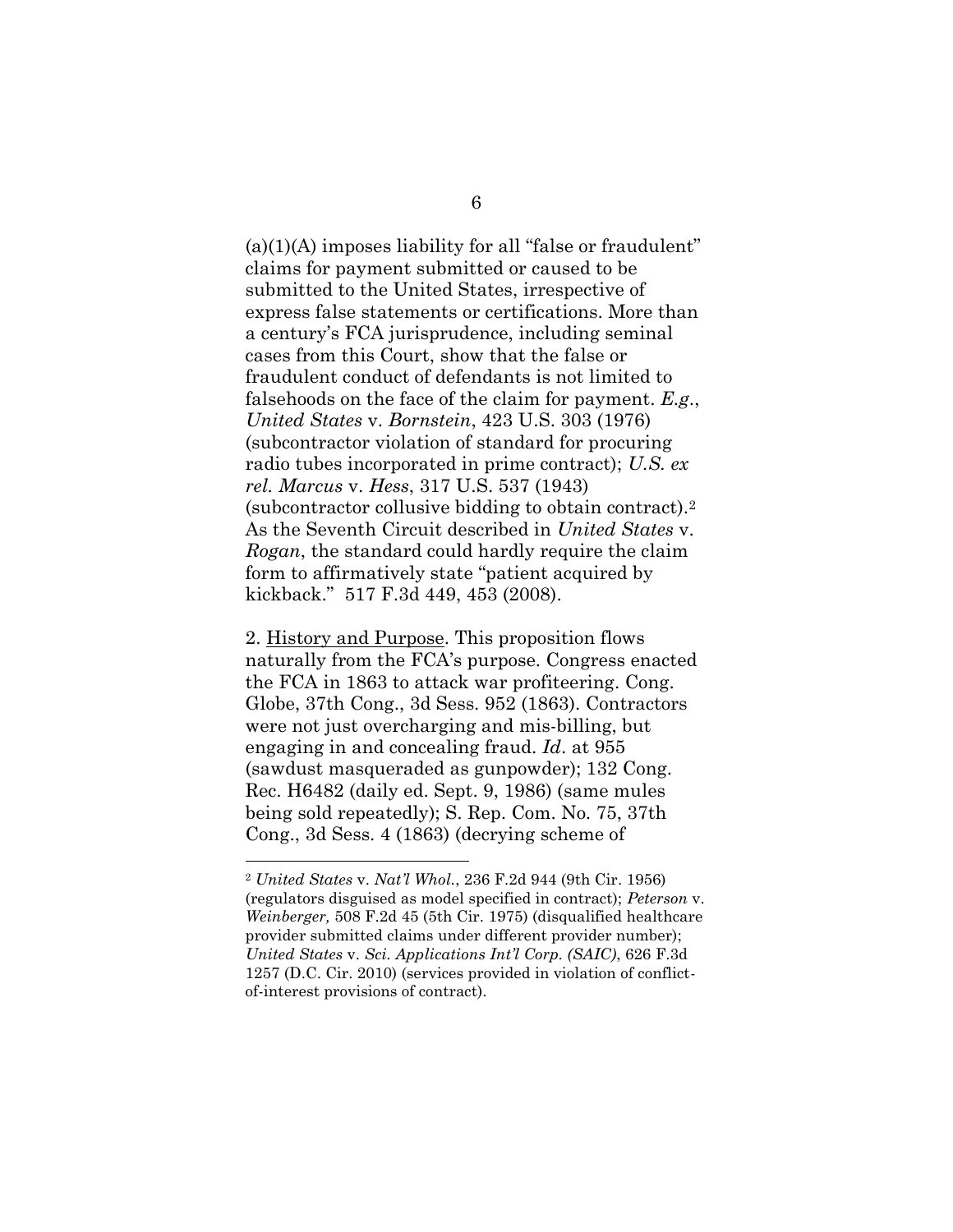(a)(1)(A) imposes liability for all "false or fraudulent" claims for payment submitted or caused to be submitted to the United States, irrespective of express false statements or certifications. More than a century's FCA jurisprudence, including seminal cases from this Court, show that the false or fraudulent conduct of defendants is not limited to falsehoods on the face of the claim for payment. *E.g.*, *United States* v. *Bornstein*, 423 U.S. 303 (1976) (subcontractor violation of standard for procuring radio tubes incorporated in prime contract); *U.S. ex rel. Marcus* v. *Hess*, 317 U.S. 537 (1943) (subcontractor collusive bidding to obtain contract).[2] As the Seventh Circuit described in *United States* v. *Rogan*, the standard could hardly require the claim form to affirmatively state "patient acquired by kickback." 517 F.3d 449, 453 (2008).

2. History and Purpose. This proposition flows naturally from the FCA's purpose. Congress enacted the FCA in 1863 to attack war profiteering. Cong. Globe, 37th Cong., 3d Sess. 952 (1863). Contractors were not just overcharging and mis-billing, but engaging in and concealing fraud. *Id*. at 955 (sawdust masqueraded as gunpowder); 132 Cong. Rec. H6482 (daily ed. Sept. 9, 1986) (same mules being sold repeatedly); S. Rep. Com. No. 75, 37th Cong., 3d Sess. 4 (1863) (decrying scheme of

---

[2] *United States* v. *Nat'l Whol.*, 236 F.2d 944 (9th Cir. 1956) (regulators disguised as model specified in contract); *Peterson* v. *Weinberger,* 508 F.2d 45 (5th Cir. 1975) (disqualified healthcare provider submitted claims under different provider number); *United States* v. *Sci. Applications Int'l Corp. (SAIC)*, 626 F.3d 1257 (D.C. Cir. 2010) (services provided in violation of conflict-of-interest provisions of contract).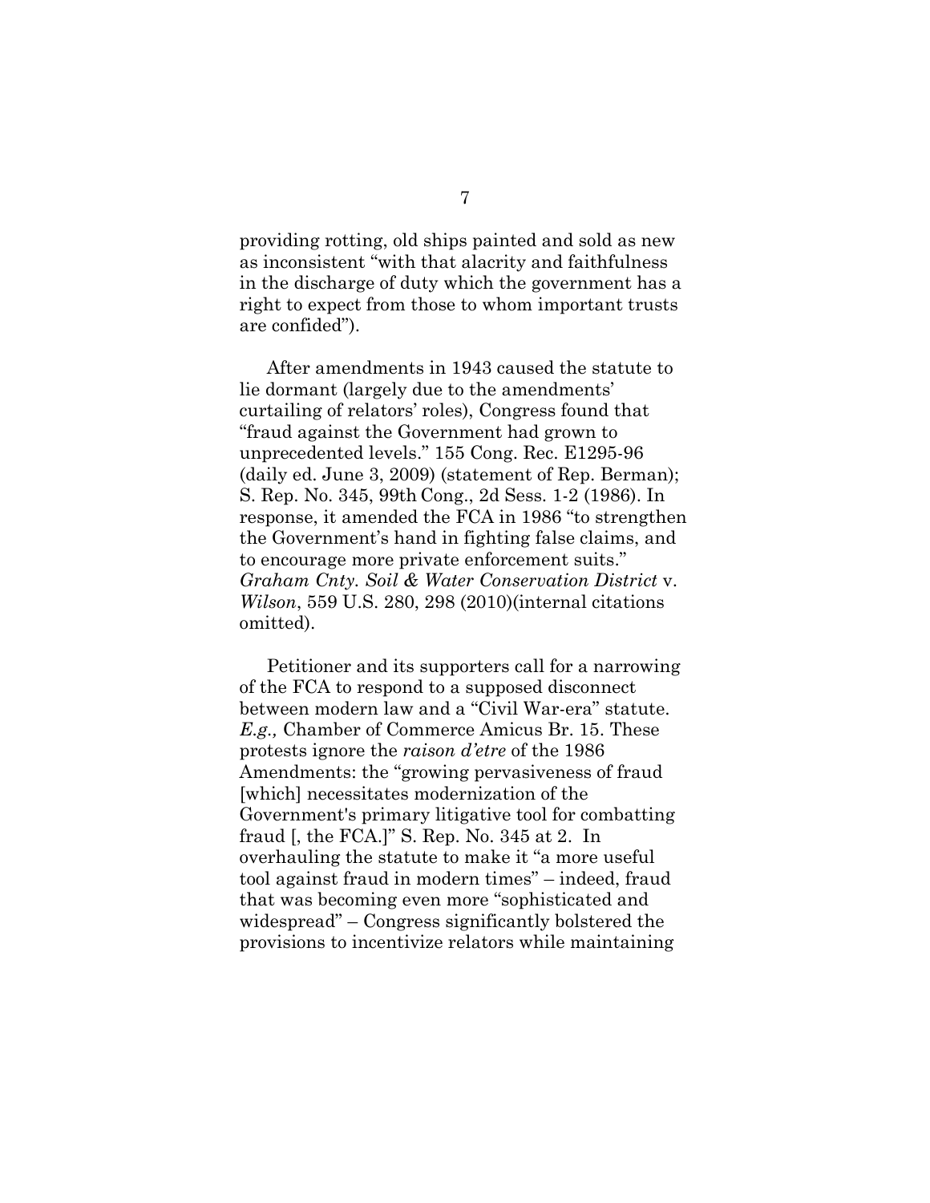providing rotting, old ships painted and sold as new as inconsistent "with that alacrity and faithfulness in the discharge of duty which the government has a right to expect from those to whom important trusts are confided").

After amendments in 1943 caused the statute to lie dormant (largely due to the amendments' curtailing of relators' roles), Congress found that "fraud against the Government had grown to unprecedented levels." 155 Cong. Rec. E1295-96 (daily ed. June 3, 2009) (statement of Rep. Berman); S. Rep. No. 345, 99th Cong., 2d Sess. 1-2 (1986). In response, it amended the FCA in 1986 "to strengthen the Government's hand in fighting false claims, and to encourage more private enforcement suits." *Graham Cnty. Soil & Water Conservation District* v. *Wilson*, 559 U.S. 280, 298 (2010)(internal citations omitted).

Petitioner and its supporters call for a narrowing of the FCA to respond to a supposed disconnect between modern law and a "Civil War-era" statute. *E.g.,* Chamber of Commerce Amicus Br. 15. These protests ignore the *raison d'etre* of the 1986 Amendments: the "growing pervasiveness of fraud [which] necessitates modernization of the Government's primary litigative tool for combatting fraud [, the FCA.]" S. Rep. No. 345 at 2. In overhauling the statute to make it "a more useful tool against fraud in modern times" – indeed, fraud that was becoming even more "sophisticated and widespread" – Congress significantly bolstered the provisions to incentivize relators while maintaining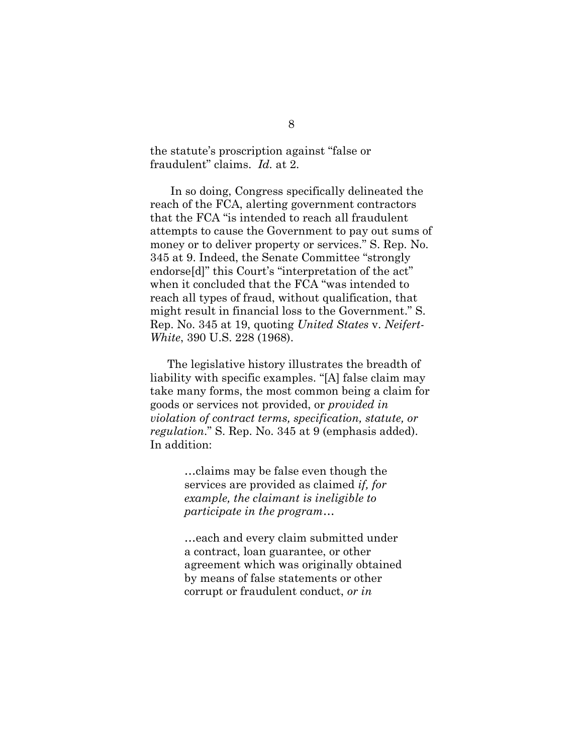the statute's proscription against "false or fraudulent" claims. *Id.* at 2.

In so doing, Congress specifically delineated the reach of the FCA, alerting government contractors that the FCA "is intended to reach all fraudulent attempts to cause the Government to pay out sums of money or to deliver property or services." S. Rep. No. 345 at 9. Indeed, the Senate Committee "strongly endorse[d]" this Court's "interpretation of the act" when it concluded that the FCA "was intended to reach all types of fraud, without qualification, that might result in financial loss to the Government." S. Rep. No. 345 at 19, quoting *United States* v. *Neifert-White*, 390 U.S. 228 (1968).

The legislative history illustrates the breadth of liability with specific examples. "[A] false claim may take many forms, the most common being a claim for goods or services not provided, or *provided in violation of contract terms, specification, statute, or regulation*." S. Rep. No. 345 at 9 (emphasis added). In addition:

> …claims may be false even though the services are provided as claimed *if, for example, the claimant is ineligible to participate in the program*…
>
> …each and every claim submitted under a contract, loan guarantee, or other agreement which was originally obtained by means of false statements or other corrupt or fraudulent conduct, *or in*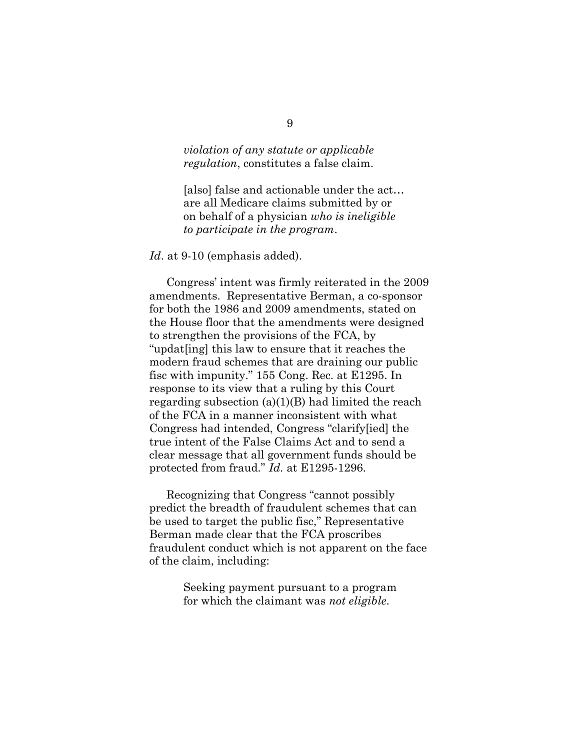> *violation of any statute or applicable regulation*, constitutes a false claim.
>
> [also] false and actionable under the act… are all Medicare claims submitted by or on behalf of a physician *who is ineligible to participate in the program*.

*Id*. at 9-10 (emphasis added).

Congress' intent was firmly reiterated in the 2009 amendments. Representative Berman, a co-sponsor for both the 1986 and 2009 amendments, stated on the House floor that the amendments were designed to strengthen the provisions of the FCA, by "updat[ing] this law to ensure that it reaches the modern fraud schemes that are draining our public fisc with impunity." 155 Cong. Rec. at E1295. In response to its view that a ruling by this Court regarding subsection (a)(1)(B) had limited the reach of the FCA in a manner inconsistent with what Congress had intended, Congress "clarify[ied] the true intent of the False Claims Act and to send a clear message that all government funds should be protected from fraud." *Id.* at E1295-1296.

Recognizing that Congress "cannot possibly predict the breadth of fraudulent schemes that can be used to target the public fisc," Representative Berman made clear that the FCA proscribes fraudulent conduct which is not apparent on the face of the claim, including:

> Seeking payment pursuant to a program for which the claimant was *not eligible*.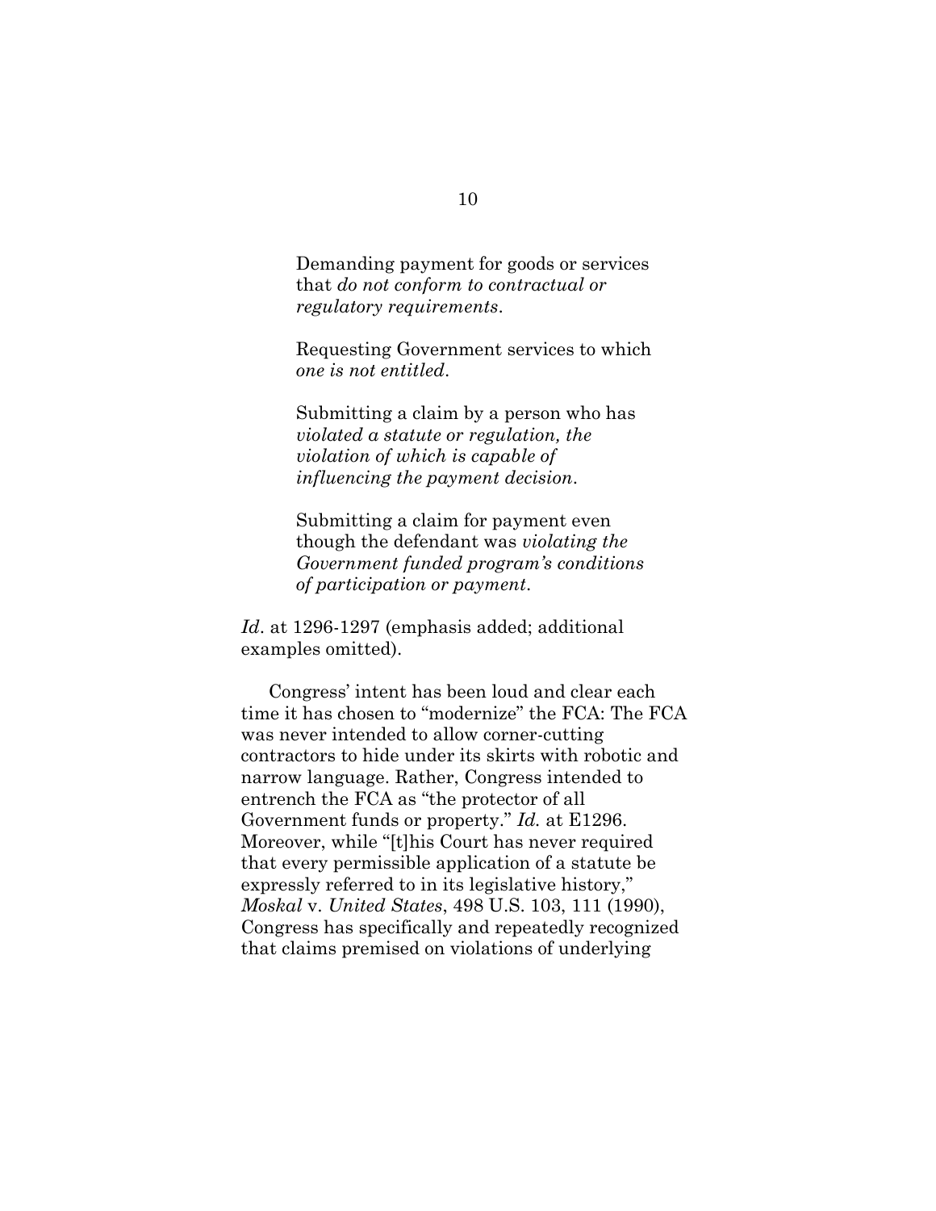> Demanding payment for goods or services that *do not conform to contractual or regulatory requirements*.
>
> Requesting Government services to which *one is not entitled*.
>
> Submitting a claim by a person who has *violated a statute or regulation, the violation of which is capable of influencing the payment decision*.
>
> Submitting a claim for payment even though the defendant was *violating the Government funded program's conditions of participation or payment*.

*Id*. at 1296-1297 (emphasis added; additional examples omitted).

Congress' intent has been loud and clear each time it has chosen to "modernize" the FCA: The FCA was never intended to allow corner-cutting contractors to hide under its skirts with robotic and narrow language. Rather, Congress intended to entrench the FCA as "the protector of all Government funds or property." *Id.* at E1296. Moreover, while "[t]his Court has never required that every permissible application of a statute be expressly referred to in its legislative history," *Moskal* v. *United States*, 498 U.S. 103, 111 (1990), Congress has specifically and repeatedly recognized that claims premised on violations of underlying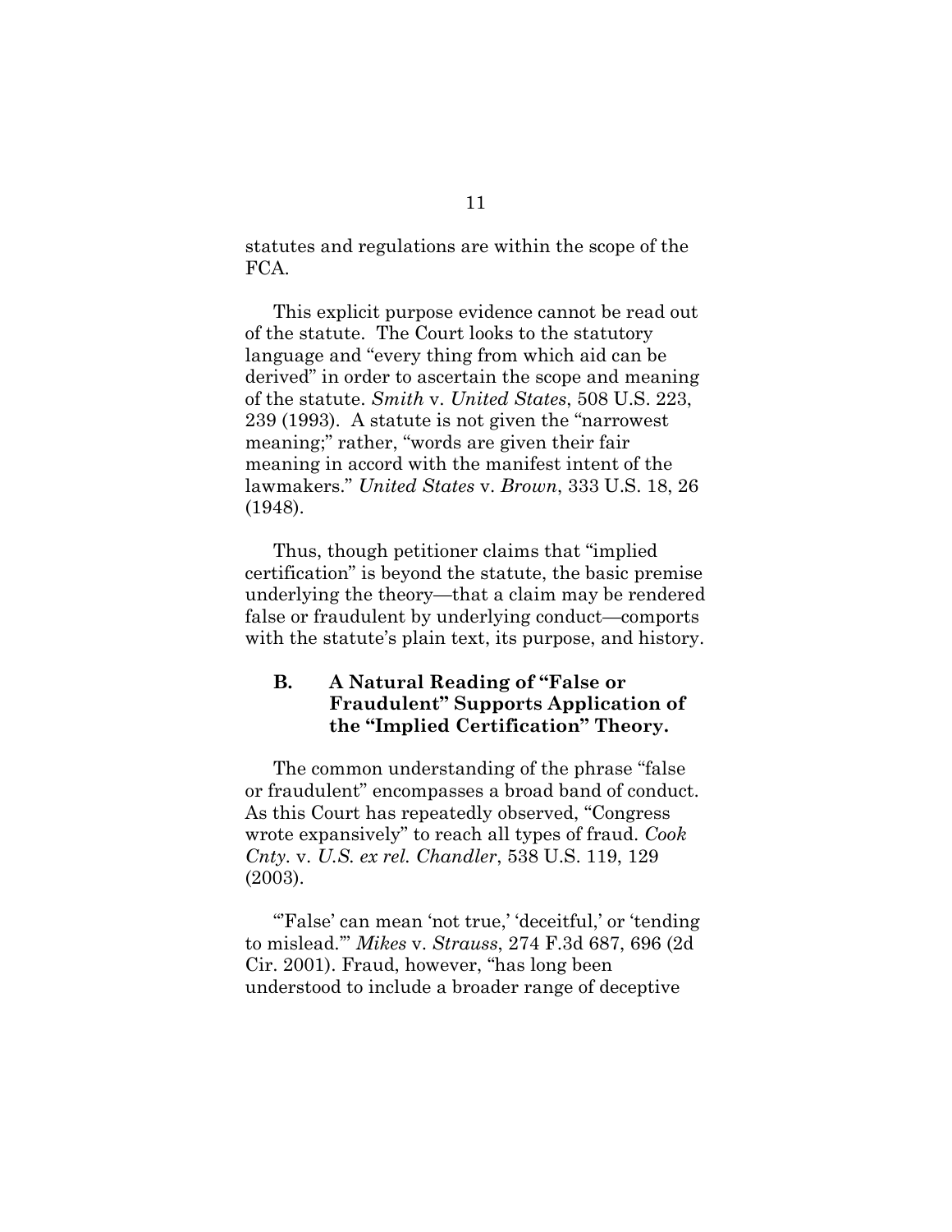statutes and regulations are within the scope of the FCA.

This explicit purpose evidence cannot be read out of the statute. The Court looks to the statutory language and "every thing from which aid can be derived" in order to ascertain the scope and meaning of the statute. *Smith* v. *United States*, 508 U.S. 223, 239 (1993). A statute is not given the "narrowest meaning;" rather, "words are given their fair meaning in accord with the manifest intent of the lawmakers." *United States* v. *Brown*, 333 U.S. 18, 26 (1948).

Thus, though petitioner claims that "implied certification" is beyond the statute, the basic premise underlying the theory—that a claim may be rendered false or fraudulent by underlying conduct—comports with the statute's plain text, its purpose, and history.

### B. A Natural Reading of "False or Fraudulent" Supports Application of the "Implied Certification" Theory.

The common understanding of the phrase "false or fraudulent" encompasses a broad band of conduct. As this Court has repeatedly observed, "Congress wrote expansively" to reach all types of fraud. *Cook Cnty.* v. *U.S. ex rel. Chandler*, 538 U.S. 119, 129 (2003).

"'False' can mean 'not true,' 'deceitful,' or 'tending to mislead.'" *Mikes* v. *Strauss*, 274 F.3d 687, 696 (2d Cir. 2001). Fraud, however, "has long been understood to include a broader range of deceptive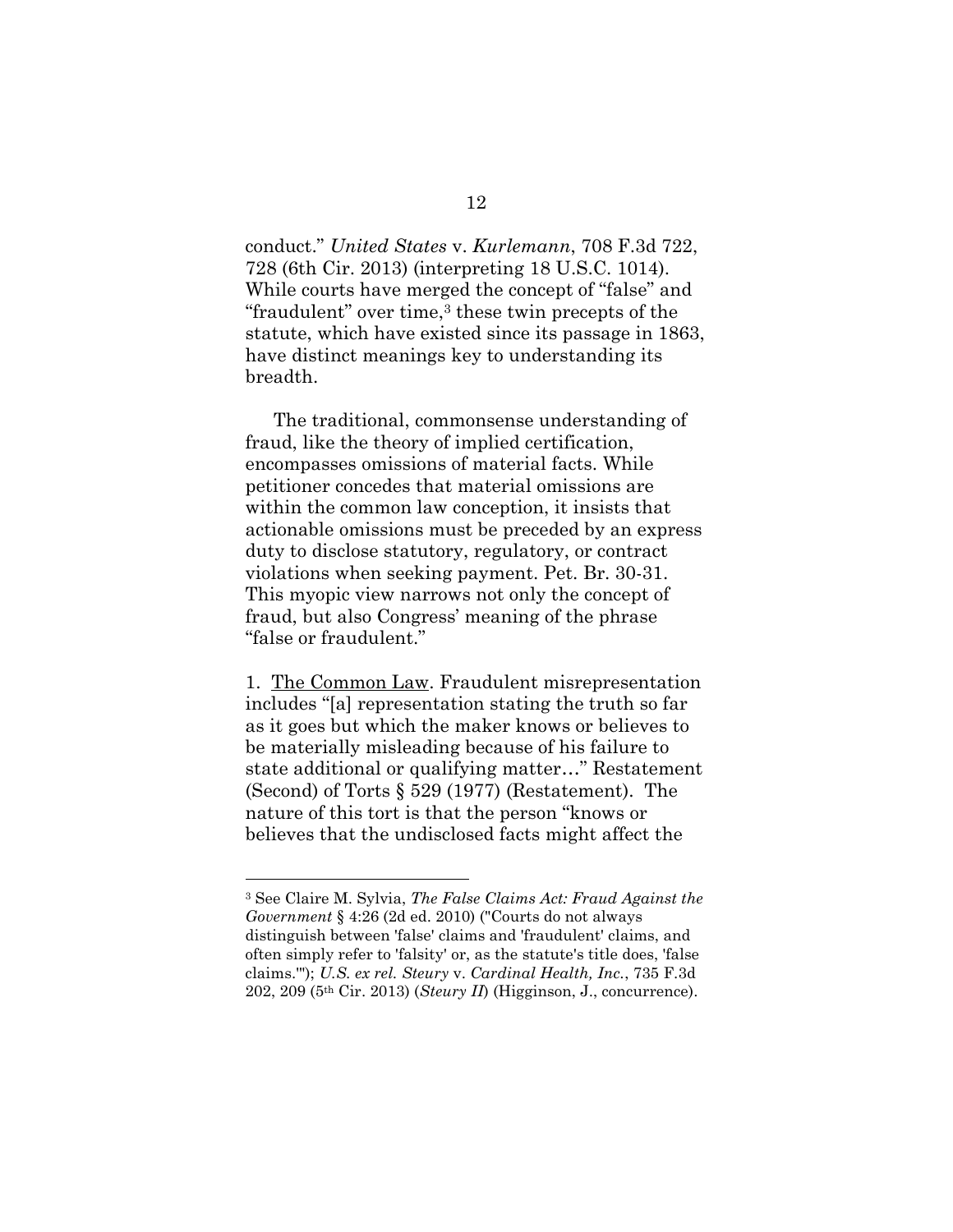conduct." *United States* v. *Kurlemann*, 708 F.3d 722, 728 (6th Cir. 2013) (interpreting 18 U.S.C. 1014). While courts have merged the concept of "false" and "fraudulent" over time,[3] these twin precepts of the statute, which have existed since its passage in 1863, have distinct meanings key to understanding its breadth.

The traditional, commonsense understanding of fraud, like the theory of implied certification, encompasses omissions of material facts. While petitioner concedes that material omissions are within the common law conception, it insists that actionable omissions must be preceded by an express duty to disclose statutory, regulatory, or contract violations when seeking payment. Pet. Br. 30-31. This myopic view narrows not only the concept of fraud, but also Congress' meaning of the phrase "false or fraudulent."

1. <u>The Common Law</u>. Fraudulent misrepresentation includes "[a] representation stating the truth so far as it goes but which the maker knows or believes to be materially misleading because of his failure to state additional or qualifying matter…" Restatement (Second) of Torts § 529 (1977) (Restatement). The nature of this tort is that the person "knows or believes that the undisclosed facts might affect the

---

[3] See Claire M. Sylvia, *The False Claims Act: Fraud Against the Government* § 4:26 (2d ed. 2010) ("Courts do not always distinguish between 'false' claims and 'fraudulent' claims, and often simply refer to 'falsity' or, as the statute's title does, 'false claims.'"); *U.S. ex rel. Steury* v. *Cardinal Health, Inc.*, 735 F.3d 202, 209 (5th Cir. 2013) (*Steury II*) (Higginson, J., concurrence).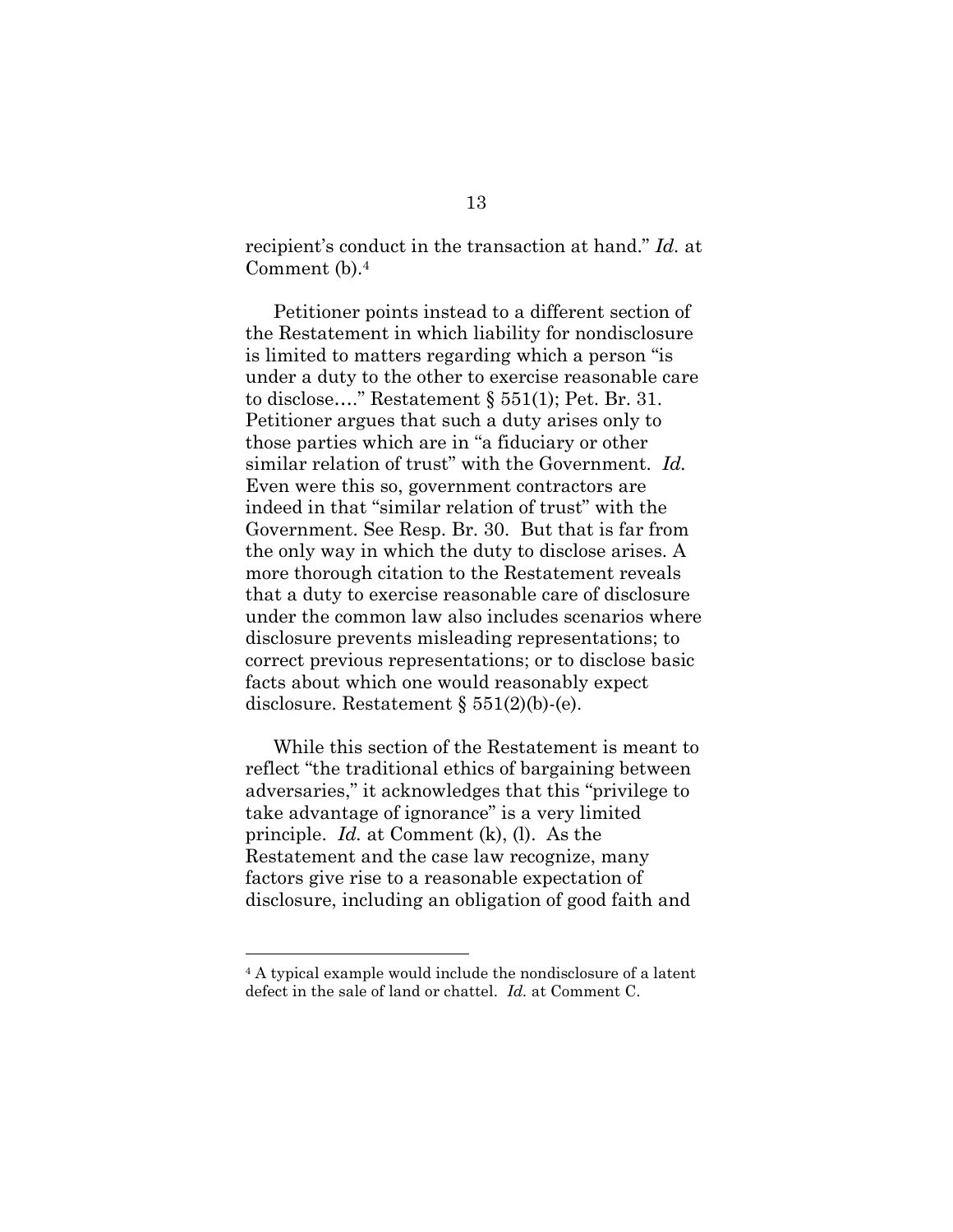recipient's conduct in the transaction at hand." *Id.* at Comment (b).[4]

Petitioner points instead to a different section of the Restatement in which liability for nondisclosure is limited to matters regarding which a person "is under a duty to the other to exercise reasonable care to disclose…." Restatement § 551(1); Pet. Br. 31. Petitioner argues that such a duty arises only to those parties which are in "a fiduciary or other similar relation of trust" with the Government. *Id.* Even were this so, government contractors are indeed in that "similar relation of trust" with the Government. See Resp. Br. 30. But that is far from the only way in which the duty to disclose arises. A more thorough citation to the Restatement reveals that a duty to exercise reasonable care of disclosure under the common law also includes scenarios where disclosure prevents misleading representations; to correct previous representations; or to disclose basic facts about which one would reasonably expect disclosure. Restatement § 551(2)(b)-(e).

While this section of the Restatement is meant to reflect "the traditional ethics of bargaining between adversaries," it acknowledges that this "privilege to take advantage of ignorance" is a very limited principle. *Id.* at Comment (k), (l). As the Restatement and the case law recognize, many factors give rise to a reasonable expectation of disclosure, including an obligation of good faith and

---

[4] A typical example would include the nondisclosure of a latent defect in the sale of land or chattel. *Id.* at Comment C.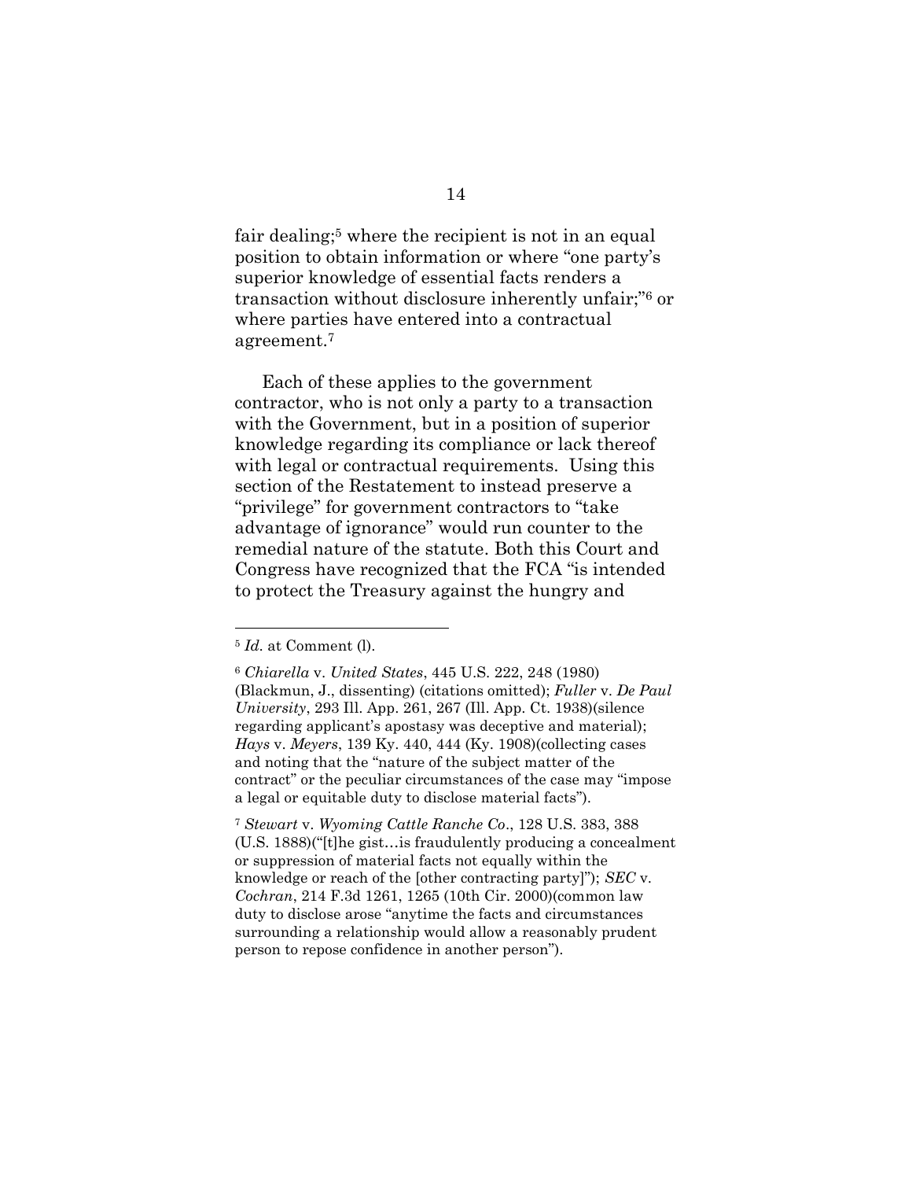fair dealing;[5] where the recipient is not in an equal position to obtain information or where "one party's superior knowledge of essential facts renders a transaction without disclosure inherently unfair;"[6] or where parties have entered into a contractual agreement.[7]

Each of these applies to the government contractor, who is not only a party to a transaction with the Government, but in a position of superior knowledge regarding its compliance or lack thereof with legal or contractual requirements. Using this section of the Restatement to instead preserve a "privilege" for government contractors to "take advantage of ignorance" would run counter to the remedial nature of the statute. Both this Court and Congress have recognized that the FCA "is intended to protect the Treasury against the hungry and

---

[5] *Id.* at Comment (l).

[6] *Chiarella* v. *United States*, 445 U.S. 222, 248 (1980) (Blackmun, J., dissenting) (citations omitted); *Fuller* v. *De Paul University*, 293 Ill. App. 261, 267 (Ill. App. Ct. 1938)(silence regarding applicant's apostasy was deceptive and material); *Hays* v. *Meyers*, 139 Ky. 440, 444 (Ky. 1908)(collecting cases and noting that the "nature of the subject matter of the contract" or the peculiar circumstances of the case may "impose a legal or equitable duty to disclose material facts").

[7] *Stewart* v. *Wyoming Cattle Ranche Co*., 128 U.S. 383, 388 (U.S. 1888)("[t]he gist…is fraudulently producing a concealment or suppression of material facts not equally within the knowledge or reach of the [other contracting party]"); *SEC* v. *Cochran*, 214 F.3d 1261, 1265 (10th Cir. 2000)(common law duty to disclose arose "anytime the facts and circumstances surrounding a relationship would allow a reasonably prudent person to repose confidence in another person").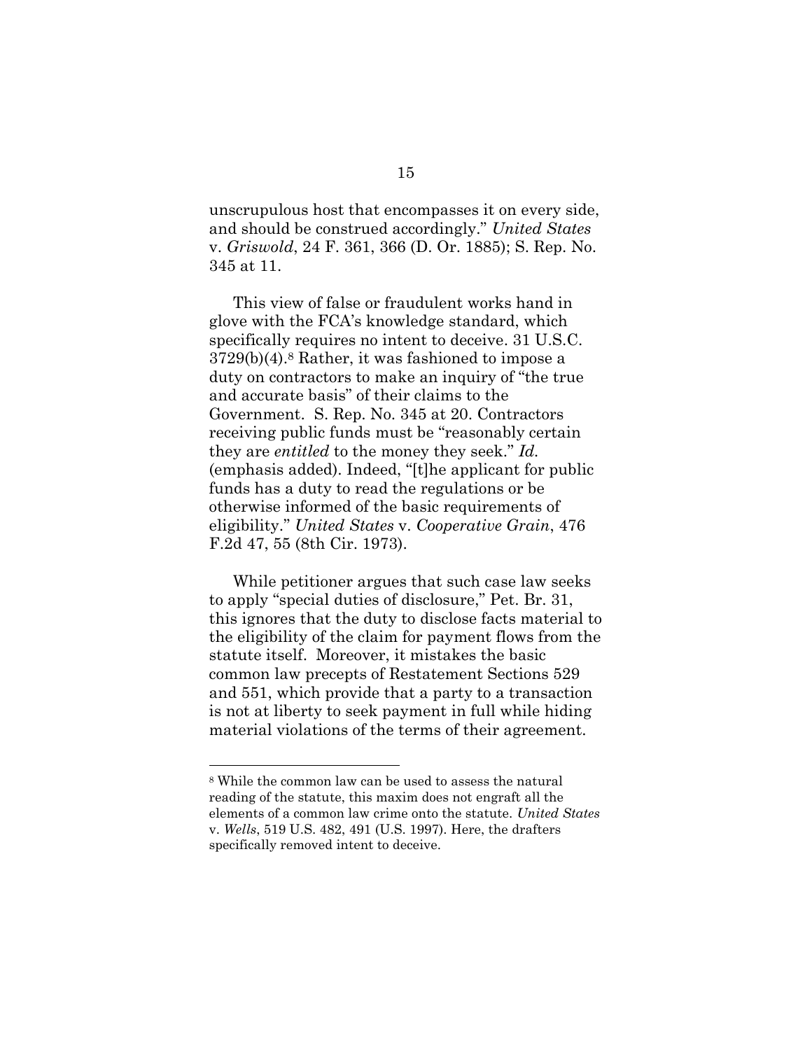unscrupulous host that encompasses it on every side, and should be construed accordingly." *United States* v. *Griswold*, 24 F. 361, 366 (D. Or. 1885); S. Rep. No. 345 at 11.

This view of false or fraudulent works hand in glove with the FCA's knowledge standard, which specifically requires no intent to deceive. 31 U.S.C. 3729(b)(4).[8] Rather, it was fashioned to impose a duty on contractors to make an inquiry of "the true and accurate basis" of their claims to the Government. S. Rep. No. 345 at 20. Contractors receiving public funds must be "reasonably certain they are *entitled* to the money they seek." *Id.* (emphasis added). Indeed, "[t]he applicant for public funds has a duty to read the regulations or be otherwise informed of the basic requirements of eligibility." *United States* v. *Cooperative Grain*, 476 F.2d 47, 55 (8th Cir. 1973).

While petitioner argues that such case law seeks to apply "special duties of disclosure," Pet. Br. 31, this ignores that the duty to disclose facts material to the eligibility of the claim for payment flows from the statute itself. Moreover, it mistakes the basic common law precepts of Restatement Sections 529 and 551, which provide that a party to a transaction is not at liberty to seek payment in full while hiding material violations of the terms of their agreement.

---

[8] While the common law can be used to assess the natural reading of the statute, this maxim does not engraft all the elements of a common law crime onto the statute. *United States* v. *Wells*, 519 U.S. 482, 491 (U.S. 1997). Here, the drafters specifically removed intent to deceive.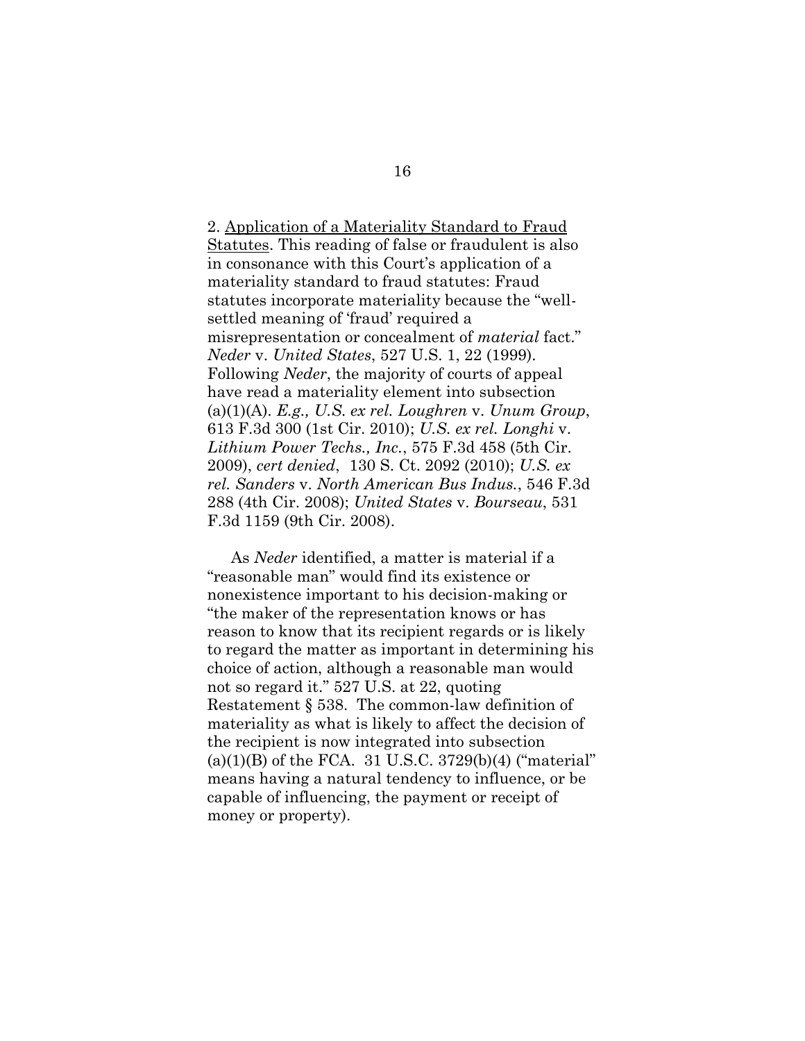2. Application of a Materiality Standard to Fraud Statutes. This reading of false or fraudulent is also in consonance with this Court's application of a materiality standard to fraud statutes: Fraud statutes incorporate materiality because the "well-settled meaning of 'fraud' required a misrepresentation or concealment of *material* fact." *Neder* v. *United States*, 527 U.S. 1, 22 (1999). Following *Neder*, the majority of courts of appeal have read a materiality element into subsection (a)(1)(A). *E.g., U.S. ex rel. Loughren* v. *Unum Group*, 613 F.3d 300 (1st Cir. 2010); *U.S. ex rel. Longhi* v. *Lithium Power Techs., Inc.*, 575 F.3d 458 (5th Cir. 2009), *cert denied*, 130 S. Ct. 2092 (2010); *U.S. ex rel. Sanders* v. *North American Bus Indus.*, 546 F.3d 288 (4th Cir. 2008); *United States* v. *Bourseau*, 531 F.3d 1159 (9th Cir. 2008).

As *Neder* identified, a matter is material if a "reasonable man" would find its existence or nonexistence important to his decision-making or "the maker of the representation knows or has reason to know that its recipient regards or is likely to regard the matter as important in determining his choice of action, although a reasonable man would not so regard it." 527 U.S. at 22, quoting Restatement § 538. The common-law definition of materiality as what is likely to affect the decision of the recipient is now integrated into subsection (a)(1)(B) of the FCA. 31 U.S.C. 3729(b)(4) ("material" means having a natural tendency to influence, or be capable of influencing, the payment or receipt of money or property).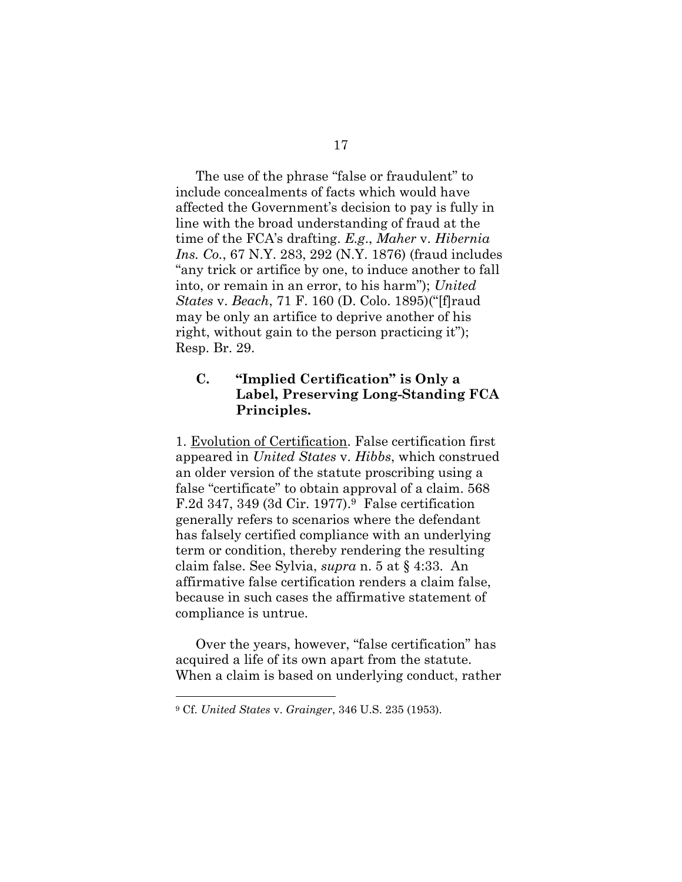The use of the phrase "false or fraudulent" to include concealments of facts which would have affected the Government's decision to pay is fully in line with the broad understanding of fraud at the time of the FCA's drafting. *E.g.*, *Maher* v. *Hibernia Ins. Co.*, 67 N.Y. 283, 292 (N.Y. 1876) (fraud includes "any trick or artifice by one, to induce another to fall into, or remain in an error, to his harm"); *United States* v. *Beach*, 71 F. 160 (D. Colo. 1895)("[f]raud may be only an artifice to deprive another of his right, without gain to the person practicing it"); Resp. Br. 29.

### C. "Implied Certification" is Only a Label, Preserving Long-Standing FCA Principles.

1. Evolution of Certification. False certification first appeared in *United States* v. *Hibbs*, which construed an older version of the statute proscribing using a false "certificate" to obtain approval of a claim. 568 F.2d 347, 349 (3d Cir. 1977).[9] False certification generally refers to scenarios where the defendant has falsely certified compliance with an underlying term or condition, thereby rendering the resulting claim false. See Sylvia, *supra* n. 5 at § 4:33. An affirmative false certification renders a claim false, because in such cases the affirmative statement of compliance is untrue.

Over the years, however, "false certification" has acquired a life of its own apart from the statute. When a claim is based on underlying conduct, rather

[9] Cf. *United States* v. *Grainger*, 346 U.S. 235 (1953).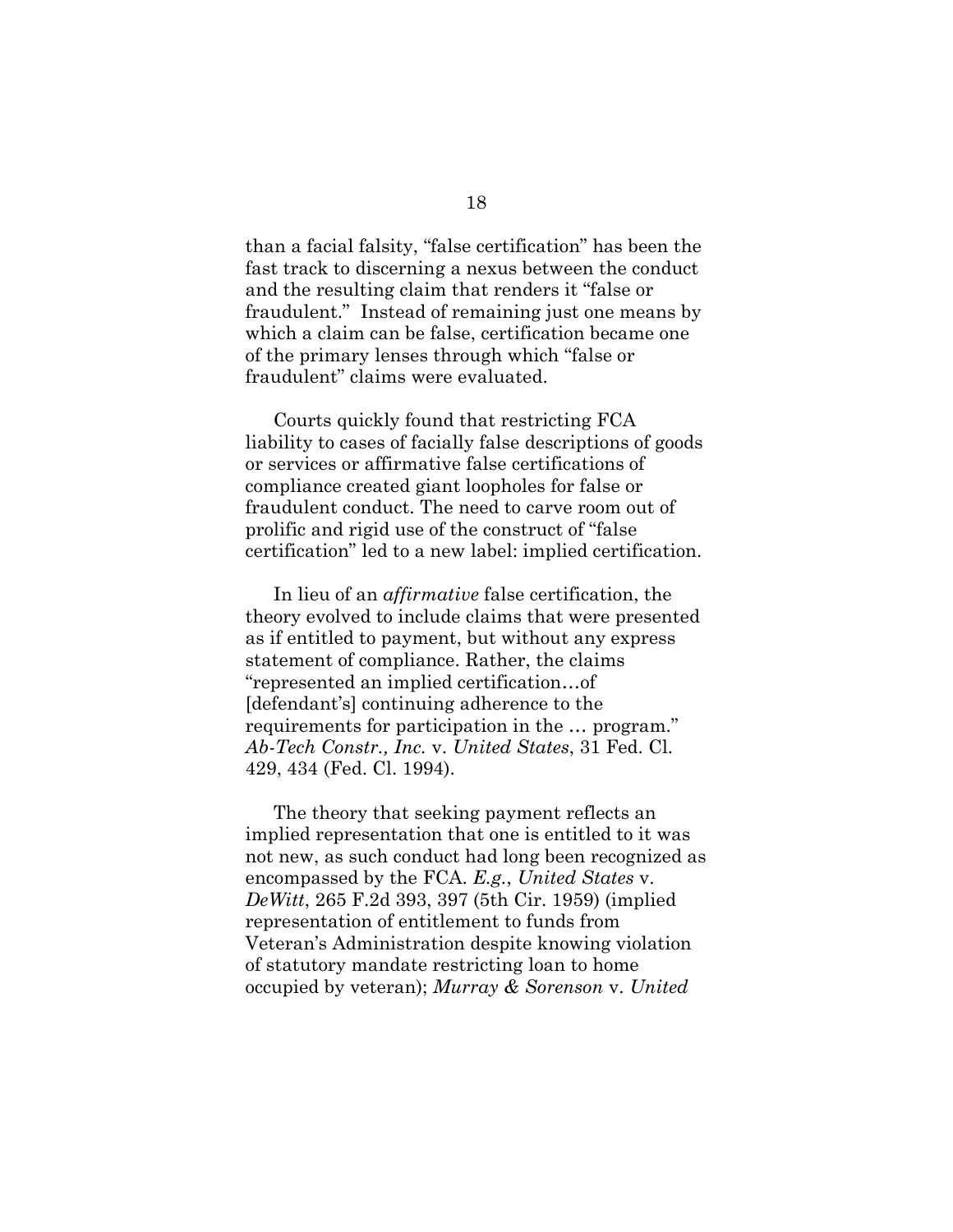than a facial falsity, "false certification" has been the fast track to discerning a nexus between the conduct and the resulting claim that renders it "false or fraudulent." Instead of remaining just one means by which a claim can be false, certification became one of the primary lenses through which "false or fraudulent" claims were evaluated.

Courts quickly found that restricting FCA liability to cases of facially false descriptions of goods or services or affirmative false certifications of compliance created giant loopholes for false or fraudulent conduct. The need to carve room out of prolific and rigid use of the construct of "false certification" led to a new label: implied certification.

In lieu of an *affirmative* false certification, the theory evolved to include claims that were presented as if entitled to payment, but without any express statement of compliance. Rather, the claims "represented an implied certification…of [defendant's] continuing adherence to the requirements for participation in the … program." *Ab-Tech Constr., Inc.* v. *United States*, 31 Fed. Cl. 429, 434 (Fed. Cl. 1994).

The theory that seeking payment reflects an implied representation that one is entitled to it was not new, as such conduct had long been recognized as encompassed by the FCA. *E.g.*, *United States* v. *DeWitt*, 265 F.2d 393, 397 (5th Cir. 1959) (implied representation of entitlement to funds from Veteran's Administration despite knowing violation of statutory mandate restricting loan to home occupied by veteran); *Murray & Sorenson* v. *United*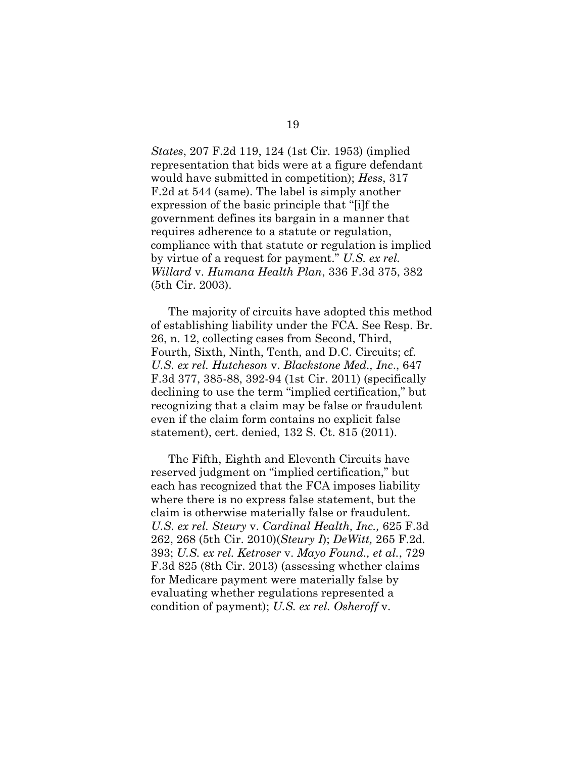*States*, 207 F.2d 119, 124 (1st Cir. 1953) (implied representation that bids were at a figure defendant would have submitted in competition); *Hess*, 317 F.2d at 544 (same). The label is simply another expression of the basic principle that "[i]f the government defines its bargain in a manner that requires adherence to a statute or regulation, compliance with that statute or regulation is implied by virtue of a request for payment." *U.S. ex rel. Willard* v. *Humana Health Plan*, 336 F.3d 375, 382 (5th Cir. 2003).

The majority of circuits have adopted this method of establishing liability under the FCA. See Resp. Br. 26, n. 12, collecting cases from Second, Third, Fourth, Sixth, Ninth, Tenth, and D.C. Circuits; cf. *U.S. ex rel. Hutcheson* v. *Blackstone Med., Inc*., 647 F.3d 377, 385-88, 392-94 (1st Cir. 2011) (specifically declining to use the term "implied certification," but recognizing that a claim may be false or fraudulent even if the claim form contains no explicit false statement), cert. denied, 132 S. Ct. 815 (2011).

The Fifth, Eighth and Eleventh Circuits have reserved judgment on "implied certification," but each has recognized that the FCA imposes liability where there is no express false statement, but the claim is otherwise materially false or fraudulent. *U.S. ex rel. Steury* v. *Cardinal Health, Inc.,* 625 F.3d 262, 268 (5th Cir. 2010)(*Steury I*); *DeWitt,* 265 F.2d. 393; *U.S. ex rel. Ketroser* v. *Mayo Found., et al.*, 729 F.3d 825 (8th Cir. 2013) (assessing whether claims for Medicare payment were materially false by evaluating whether regulations represented a condition of payment); *U.S. ex rel. Osheroff* v.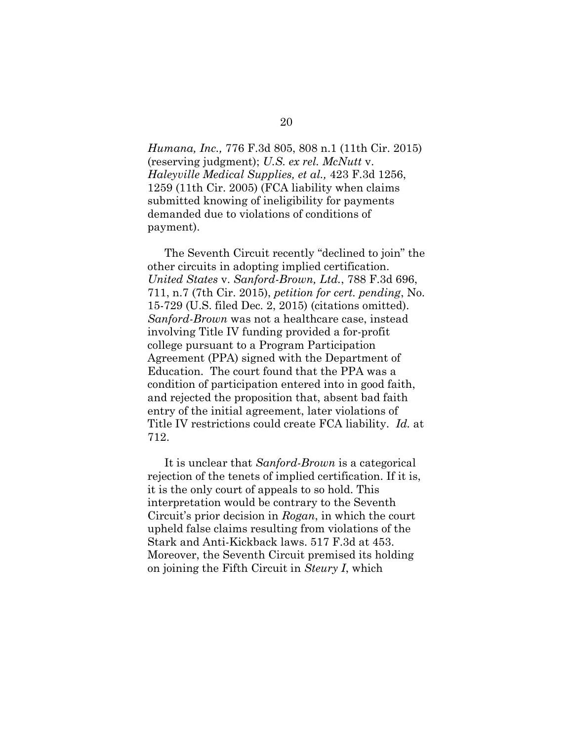*Humana, Inc.,* 776 F.3d 805, 808 n.1 (11th Cir. 2015) (reserving judgment); *U.S. ex rel. McNutt* v. *Haleyville Medical Supplies, et al.,* 423 F.3d 1256, 1259 (11th Cir. 2005) (FCA liability when claims submitted knowing of ineligibility for payments demanded due to violations of conditions of payment).

The Seventh Circuit recently "declined to join" the other circuits in adopting implied certification. *United States* v. *Sanford-Brown, Ltd.*, 788 F.3d 696, 711, n.7 (7th Cir. 2015), *petition for cert. pending*, No. 15-729 (U.S. filed Dec. 2, 2015) (citations omitted). *Sanford-Brown* was not a healthcare case, instead involving Title IV funding provided a for-profit college pursuant to a Program Participation Agreement (PPA) signed with the Department of Education. The court found that the PPA was a condition of participation entered into in good faith, and rejected the proposition that, absent bad faith entry of the initial agreement, later violations of Title IV restrictions could create FCA liability. *Id.* at 712.

It is unclear that *Sanford-Brown* is a categorical rejection of the tenets of implied certification. If it is, it is the only court of appeals to so hold. This interpretation would be contrary to the Seventh Circuit's prior decision in *Rogan*, in which the court upheld false claims resulting from violations of the Stark and Anti-Kickback laws. 517 F.3d at 453. Moreover, the Seventh Circuit premised its holding on joining the Fifth Circuit in *Steury I*, which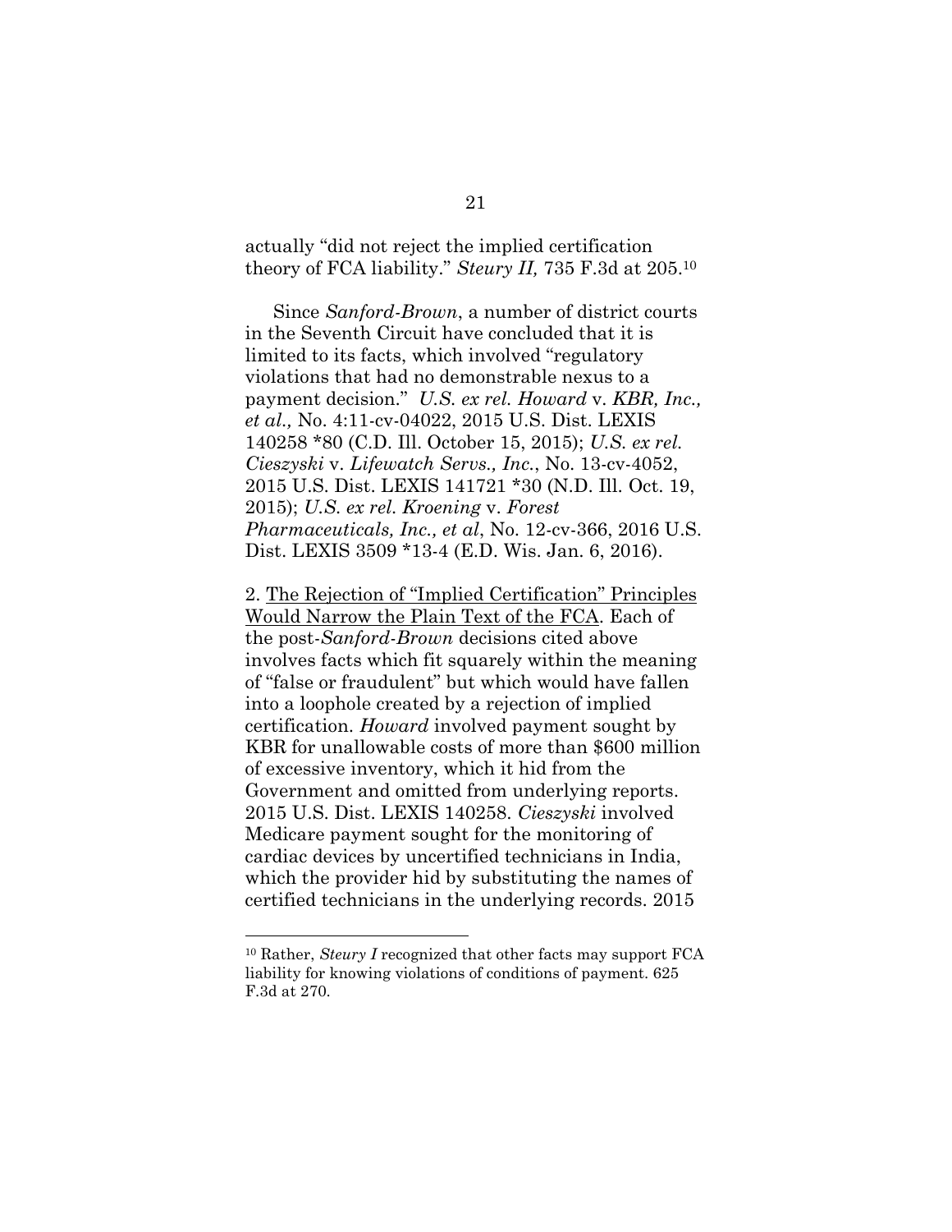actually "did not reject the implied certification theory of FCA liability." *Steury II,* 735 F.3d at 205.[10]

Since *Sanford-Brown*, a number of district courts in the Seventh Circuit have concluded that it is limited to its facts, which involved "regulatory violations that had no demonstrable nexus to a payment decision." *U.S. ex rel. Howard* v. *KBR, Inc., et al.,* No. 4:11-cv-04022, 2015 U.S. Dist. LEXIS 140258 *80 (C.D. Ill. October 15, 2015); *U.S. ex rel. Cieszyski* v. *Lifewatch Servs., Inc.*, No. 13-cv-4052, 2015 U.S. Dist. LEXIS 141721 *30 (N.D. Ill. Oct. 19, 2015); *U.S. ex rel. Kroening* v. *Forest Pharmaceuticals, Inc., et al*, No. 12-cv-366, 2016 U.S. Dist. LEXIS 3509 *13-4 (E.D. Wis. Jan. 6, 2016).

2. <u>The Rejection of "Implied Certification" Principles Would Narrow the Plain Text of the FCA</u>. Each of the post-*Sanford-Brown* decisions cited above involves facts which fit squarely within the meaning of "false or fraudulent" but which would have fallen into a loophole created by a rejection of implied certification. *Howard* involved payment sought by KBR for unallowable costs of more than $600 million of excessive inventory, which it hid from the Government and omitted from underlying reports. 2015 U.S. Dist. LEXIS 140258. *Cieszyski* involved Medicare payment sought for the monitoring of cardiac devices by uncertified technicians in India, which the provider hid by substituting the names of certified technicians in the underlying records. 2015

---

[10] Rather, *Steury I* recognized that other facts may support FCA liability for knowing violations of conditions of payment. 625 F.3d at 270.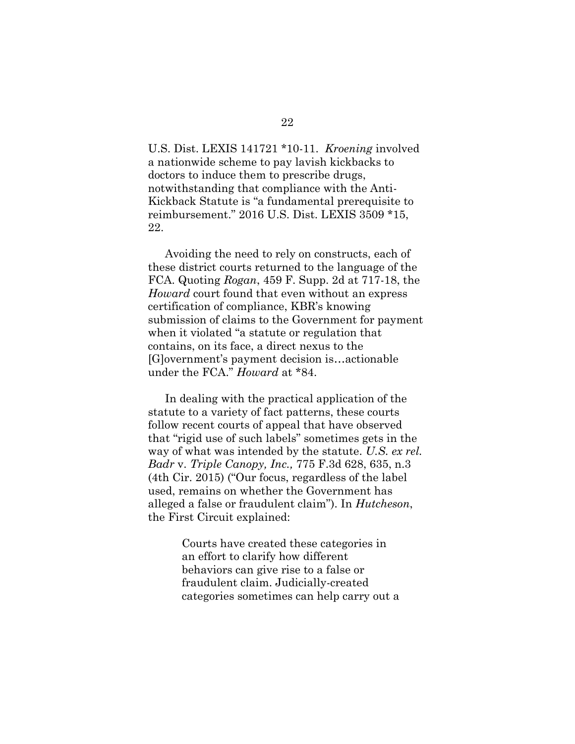U.S. Dist. LEXIS 141721 *10-11. *Kroening* involved a nationwide scheme to pay lavish kickbacks to doctors to induce them to prescribe drugs, notwithstanding that compliance with the Anti-Kickback Statute is "a fundamental prerequisite to reimbursement." 2016 U.S. Dist. LEXIS 3509 *15, 22.

Avoiding the need to rely on constructs, each of these district courts returned to the language of the FCA. Quoting *Rogan*, 459 F. Supp. 2d at 717-18, the *Howard* court found that even without an express certification of compliance, KBR's knowing submission of claims to the Government for payment when it violated "a statute or regulation that contains, on its face, a direct nexus to the [G]overnment's payment decision is…actionable under the FCA." *Howard* at *84.

In dealing with the practical application of the statute to a variety of fact patterns, these courts follow recent courts of appeal that have observed that "rigid use of such labels" sometimes gets in the way of what was intended by the statute. *U.S. ex rel. Badr* v. *Triple Canopy, Inc.,* 775 F.3d 628, 635, n.3 (4th Cir. 2015) ("Our focus, regardless of the label used, remains on whether the Government has alleged a false or fraudulent claim"). In *Hutcheson*, the First Circuit explained:

> Courts have created these categories in an effort to clarify how different behaviors can give rise to a false or fraudulent claim. Judicially-created categories sometimes can help carry out a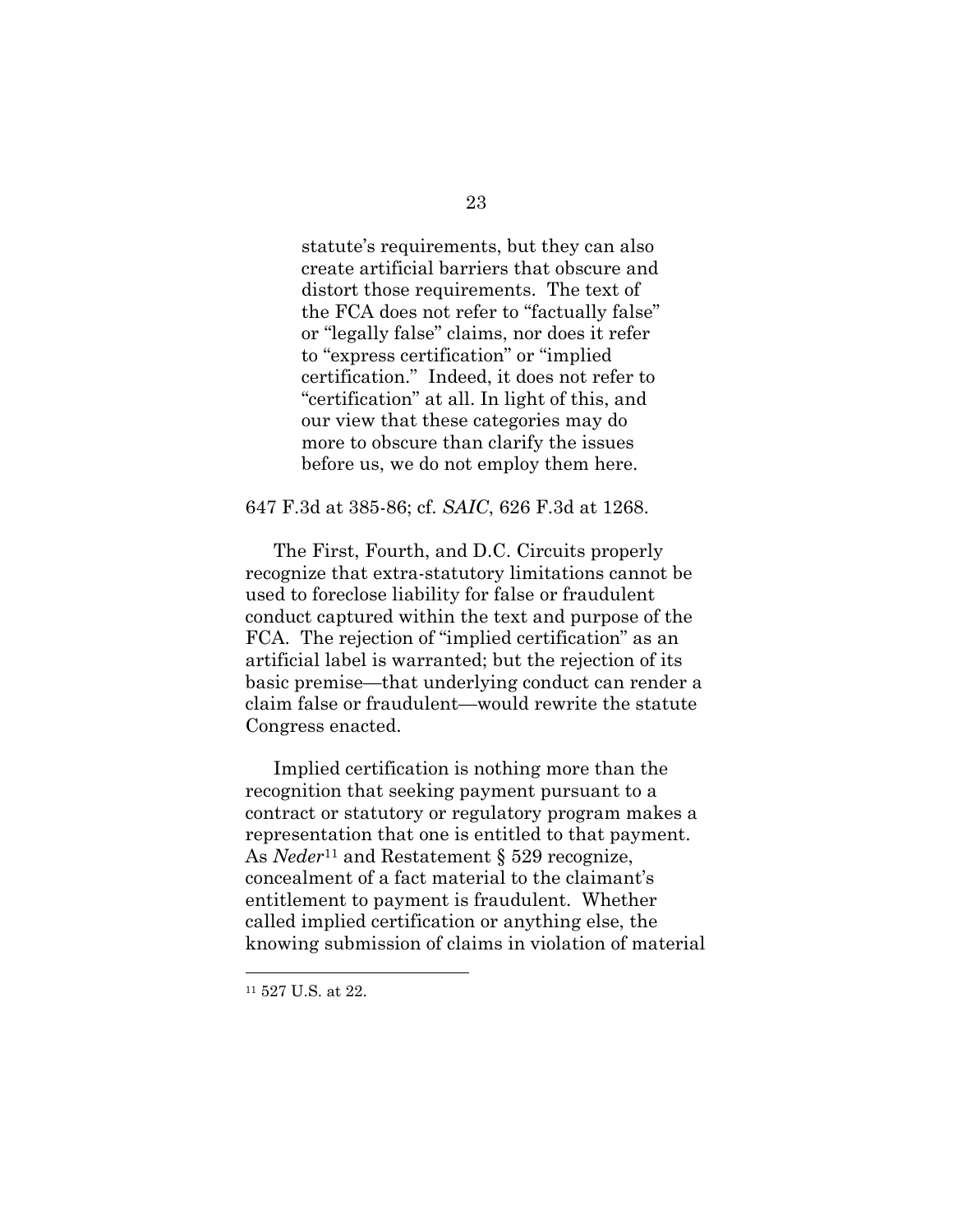> statute's requirements, but they can also create artificial barriers that obscure and distort those requirements. The text of the FCA does not refer to "factually false" or "legally false" claims, nor does it refer to "express certification" or "implied certification." Indeed, it does not refer to "certification" at all. In light of this, and our view that these categories may do more to obscure than clarify the issues before us, we do not employ them here.

647 F.3d at 385-86; cf. *SAIC*, 626 F.3d at 1268.

The First, Fourth, and D.C. Circuits properly recognize that extra-statutory limitations cannot be used to foreclose liability for false or fraudulent conduct captured within the text and purpose of the FCA. The rejection of "implied certification" as an artificial label is warranted; but the rejection of its basic premise—that underlying conduct can render a claim false or fraudulent—would rewrite the statute Congress enacted.

Implied certification is nothing more than the recognition that seeking payment pursuant to a contract or statutory or regulatory program makes a representation that one is entitled to that payment. As *Neder*[11] and Restatement § 529 recognize, concealment of a fact material to the claimant's entitlement to payment is fraudulent. Whether called implied certification or anything else, the knowing submission of claims in violation of material

[11] 527 U.S. at 22.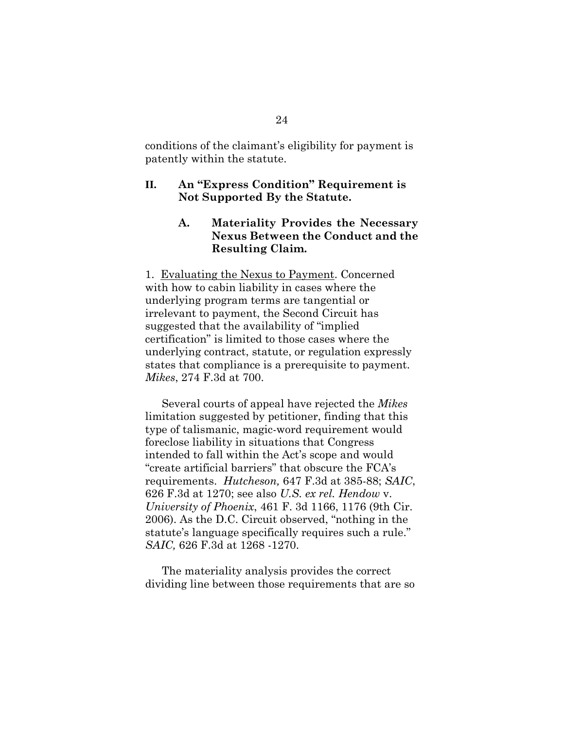conditions of the claimant's eligibility for payment is patently within the statute.

## II. An "Express Condition" Requirement is Not Supported By the Statute.

### A. Materiality Provides the Necessary Nexus Between the Conduct and the Resulting Claim.

1. Evaluating the Nexus to Payment. Concerned with how to cabin liability in cases where the underlying program terms are tangential or irrelevant to payment, the Second Circuit has suggested that the availability of "implied certification" is limited to those cases where the underlying contract, statute, or regulation expressly states that compliance is a prerequisite to payment. *Mikes*, 274 F.3d at 700.

Several courts of appeal have rejected the *Mikes* limitation suggested by petitioner, finding that this type of talismanic, magic-word requirement would foreclose liability in situations that Congress intended to fall within the Act's scope and would "create artificial barriers" that obscure the FCA's requirements. *Hutcheson,* 647 F.3d at 385-88; *SAIC*, 626 F.3d at 1270; see also *U.S. ex rel. Hendow* v. *University of Phoenix*, 461 F. 3d 1166, 1176 (9th Cir. 2006). As the D.C. Circuit observed, "nothing in the statute's language specifically requires such a rule." *SAIC,* 626 F.3d at 1268 -1270.

The materiality analysis provides the correct dividing line between those requirements that are so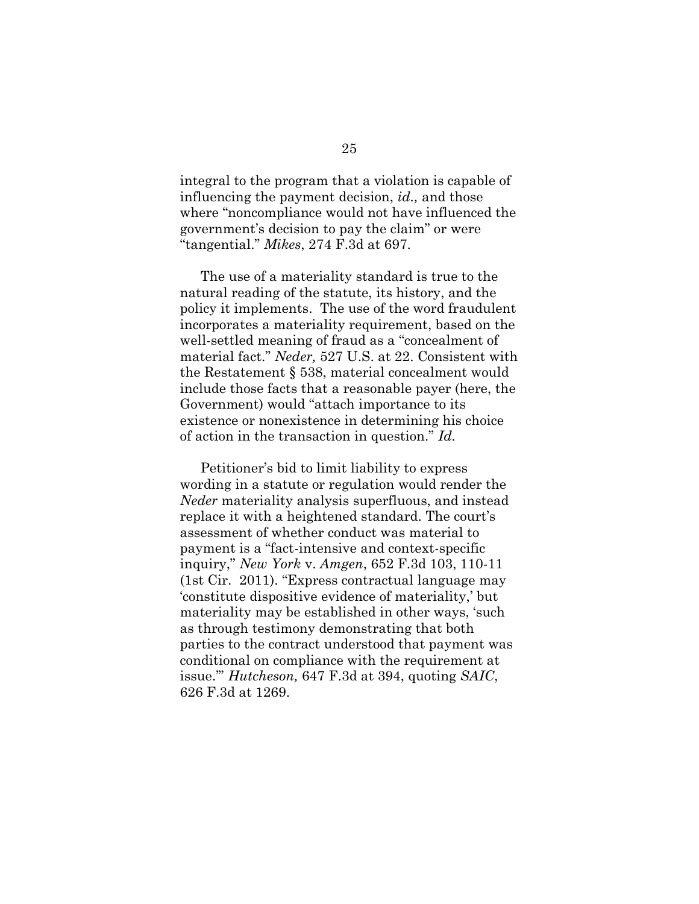integral to the program that a violation is capable of influencing the payment decision, *id.,* and those where "noncompliance would not have influenced the government's decision to pay the claim" or were "tangential." *Mikes*, 274 F.3d at 697.

The use of a materiality standard is true to the natural reading of the statute, its history, and the policy it implements. The use of the word fraudulent incorporates a materiality requirement, based on the well-settled meaning of fraud as a "concealment of material fact." *Neder,* 527 U.S. at 22. Consistent with the Restatement § 538, material concealment would include those facts that a reasonable payer (here, the Government) would "attach importance to its existence or nonexistence in determining his choice of action in the transaction in question." *Id.*

Petitioner's bid to limit liability to express wording in a statute or regulation would render the *Neder* materiality analysis superfluous, and instead replace it with a heightened standard. The court's assessment of whether conduct was material to payment is a "fact-intensive and context-specific inquiry," *New York* v. *Amgen*, 652 F.3d 103, 110-11 (1st Cir. 2011). "Express contractual language may 'constitute dispositive evidence of materiality,' but materiality may be established in other ways, 'such as through testimony demonstrating that both parties to the contract understood that payment was conditional on compliance with the requirement at issue.'" *Hutcheson,* 647 F.3d at 394, quoting *SAIC*, 626 F.3d at 1269.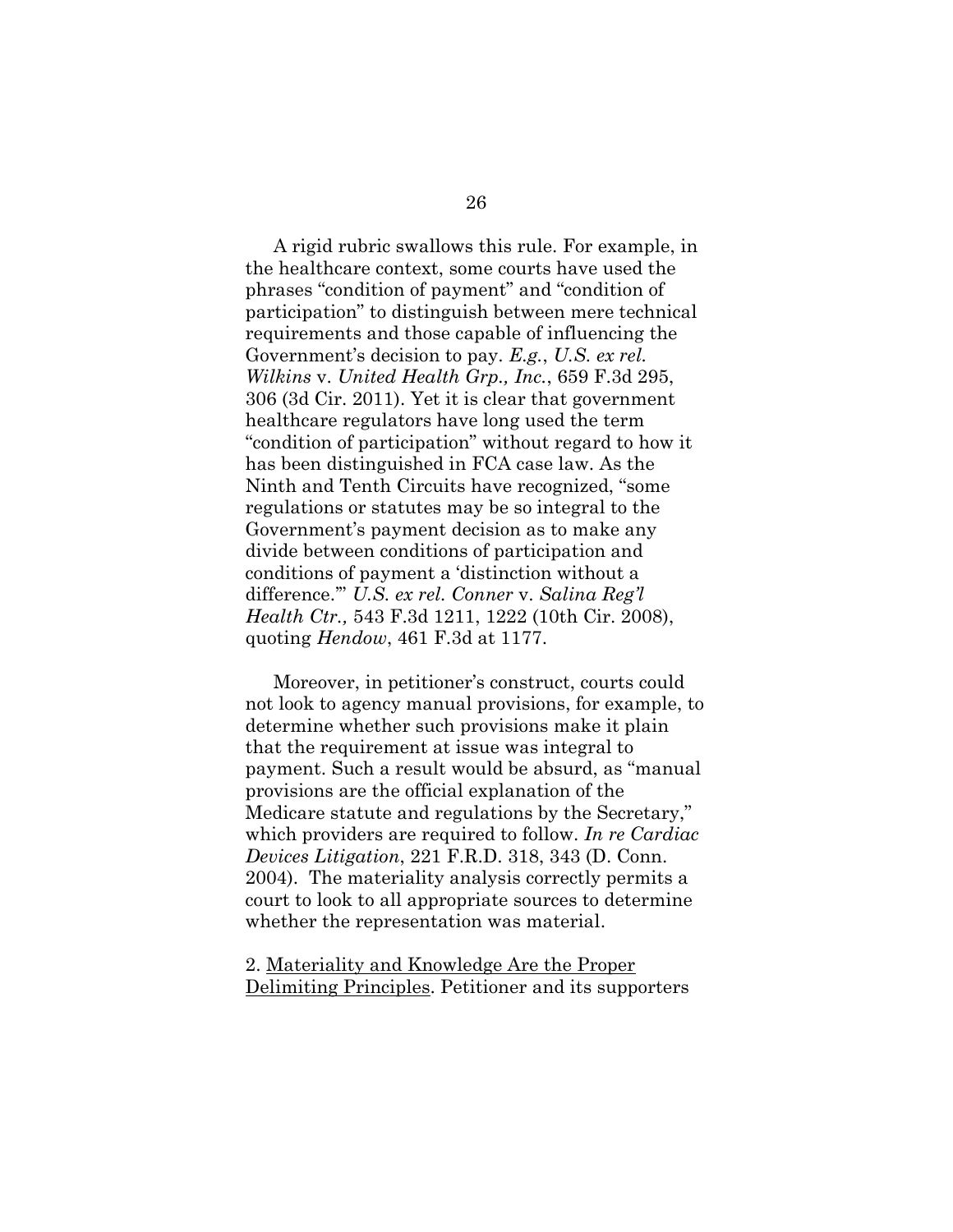A rigid rubric swallows this rule. For example, in the healthcare context, some courts have used the phrases "condition of payment" and "condition of participation" to distinguish between mere technical requirements and those capable of influencing the Government's decision to pay. *E.g.*, *U.S. ex rel. Wilkins* v. *United Health Grp., Inc.*, 659 F.3d 295, 306 (3d Cir. 2011). Yet it is clear that government healthcare regulators have long used the term "condition of participation" without regard to how it has been distinguished in FCA case law. As the Ninth and Tenth Circuits have recognized, "some regulations or statutes may be so integral to the Government's payment decision as to make any divide between conditions of participation and conditions of payment a 'distinction without a difference.'" *U.S. ex rel. Conner* v. *Salina Reg'l Health Ctr.,* 543 F.3d 1211, 1222 (10th Cir. 2008), quoting *Hendow*, 461 F.3d at 1177.

Moreover, in petitioner's construct, courts could not look to agency manual provisions, for example, to determine whether such provisions make it plain that the requirement at issue was integral to payment. Such a result would be absurd, as "manual provisions are the official explanation of the Medicare statute and regulations by the Secretary," which providers are required to follow. *In re Cardiac Devices Litigation*, 221 F.R.D. 318, 343 (D. Conn. 2004). The materiality analysis correctly permits a court to look to all appropriate sources to determine whether the representation was material.

2. <u>Materiality and Knowledge Are the Proper Delimiting Principles</u>. Petitioner and its supporters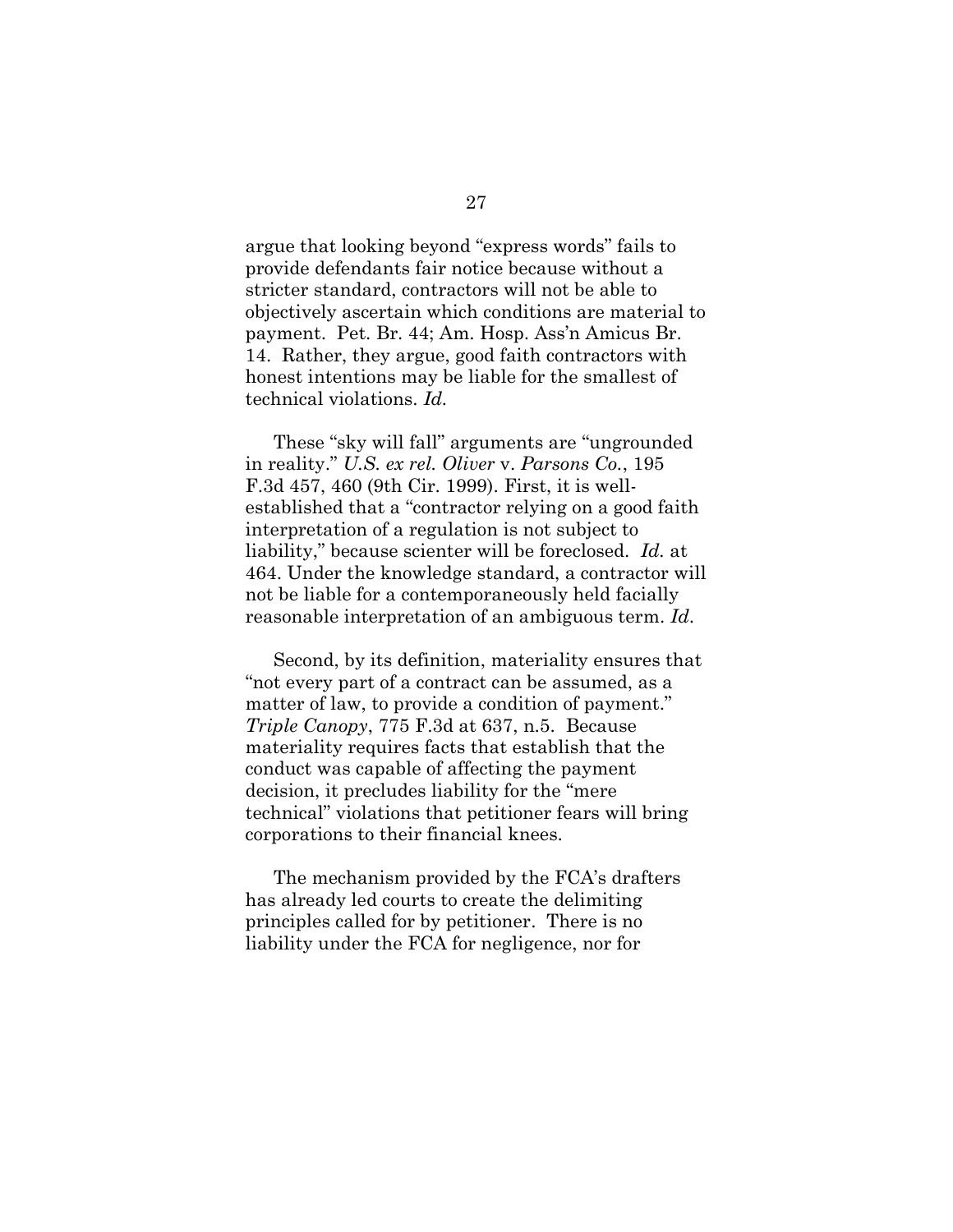argue that looking beyond "express words" fails to provide defendants fair notice because without a stricter standard, contractors will not be able to objectively ascertain which conditions are material to payment. Pet. Br. 44; Am. Hosp. Ass'n Amicus Br. 14. Rather, they argue, good faith contractors with honest intentions may be liable for the smallest of technical violations. *Id.*

These "sky will fall" arguments are "ungrounded in reality." *U.S. ex rel. Oliver* v. *Parsons Co.*, 195 F.3d 457, 460 (9th Cir. 1999). First, it is well-established that a "contractor relying on a good faith interpretation of a regulation is not subject to liability," because scienter will be foreclosed. *Id.* at 464. Under the knowledge standard, a contractor will not be liable for a contemporaneously held facially reasonable interpretation of an ambiguous term. *Id.*

Second, by its definition, materiality ensures that "not every part of a contract can be assumed, as a matter of law, to provide a condition of payment." *Triple Canopy*, 775 F.3d at 637, n.5. Because materiality requires facts that establish that the conduct was capable of affecting the payment decision, it precludes liability for the "mere technical" violations that petitioner fears will bring corporations to their financial knees.

The mechanism provided by the FCA's drafters has already led courts to create the delimiting principles called for by petitioner. There is no liability under the FCA for negligence, nor for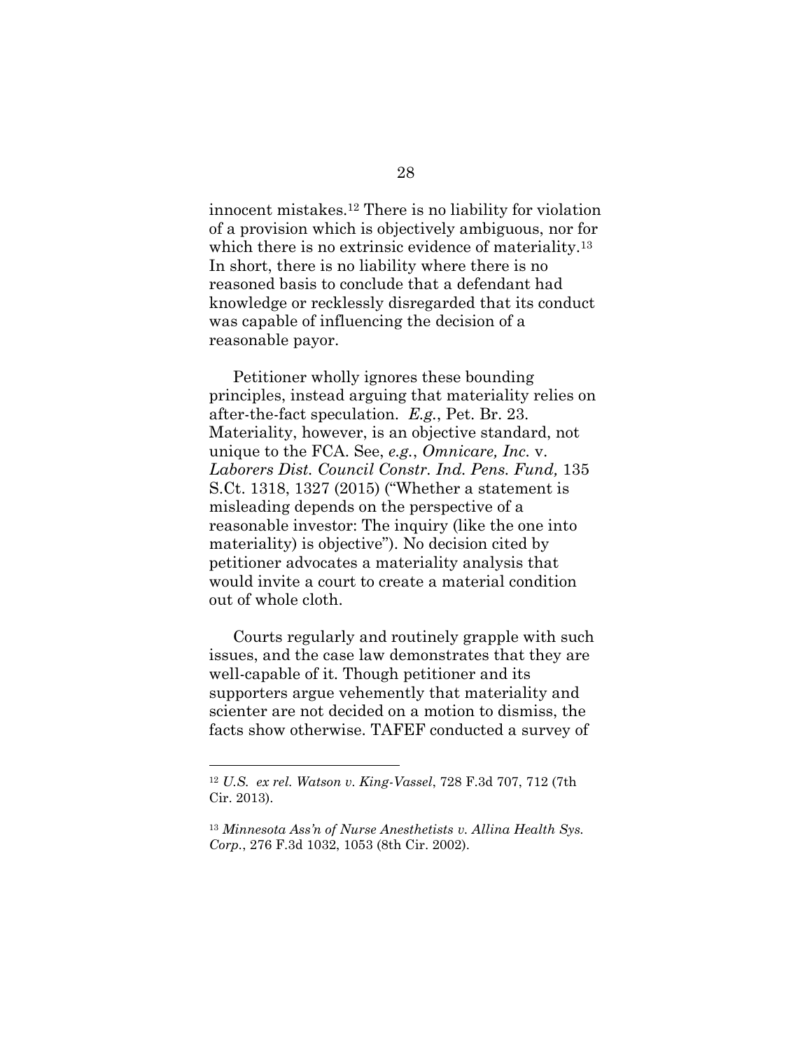innocent mistakes.[12] There is no liability for violation of a provision which is objectively ambiguous, nor for which there is no extrinsic evidence of materiality.[13] In short, there is no liability where there is no reasoned basis to conclude that a defendant had knowledge or recklessly disregarded that its conduct was capable of influencing the decision of a reasonable payor.

Petitioner wholly ignores these bounding principles, instead arguing that materiality relies on after-the-fact speculation. *E.g.*, Pet. Br. 23. Materiality, however, is an objective standard, not unique to the FCA. See, *e.g.*, *Omnicare, Inc.* v. *Laborers Dist. Council Constr. Ind. Pens. Fund,* 135 S.Ct. 1318, 1327 (2015) ("Whether a statement is misleading depends on the perspective of a reasonable investor: The inquiry (like the one into materiality) is objective"). No decision cited by petitioner advocates a materiality analysis that would invite a court to create a material condition out of whole cloth.

Courts regularly and routinely grapple with such issues, and the case law demonstrates that they are well-capable of it. Though petitioner and its supporters argue vehemently that materiality and scienter are not decided on a motion to dismiss, the facts show otherwise. TAFEF conducted a survey of

---

[12] *U.S. ex rel. Watson v. King-Vassel*, 728 F.3d 707, 712 (7th Cir. 2013).

[13] *Minnesota Ass'n of Nurse Anesthetists v. Allina Health Sys. Corp.*, 276 F.3d 1032, 1053 (8th Cir. 2002).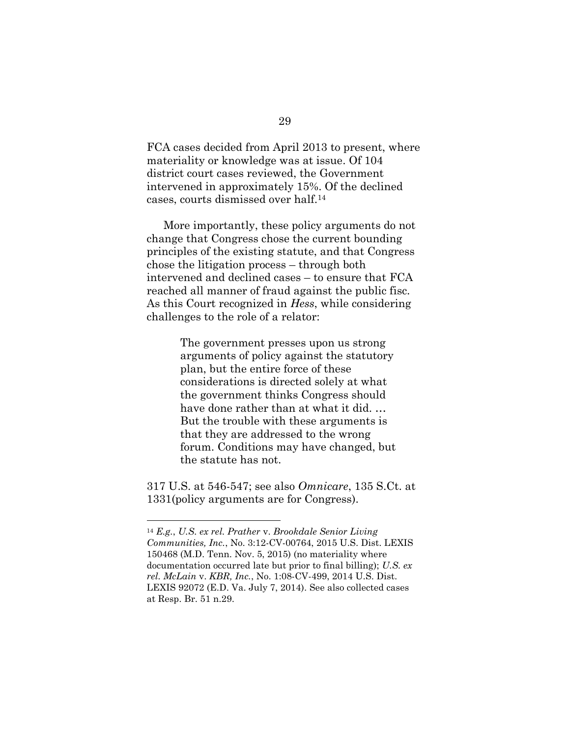FCA cases decided from April 2013 to present, where materiality or knowledge was at issue. Of 104 district court cases reviewed, the Government intervened in approximately 15%. Of the declined cases, courts dismissed over half.[14]

More importantly, these policy arguments do not change that Congress chose the current bounding principles of the existing statute, and that Congress chose the litigation process – through both intervened and declined cases – to ensure that FCA reached all manner of fraud against the public fisc. As this Court recognized in *Hess*, while considering challenges to the role of a relator:

> The government presses upon us strong arguments of policy against the statutory plan, but the entire force of these considerations is directed solely at what the government thinks Congress should have done rather than at what it did. … But the trouble with these arguments is that they are addressed to the wrong forum. Conditions may have changed, but the statute has not.

317 U.S. at 546-547; see also *Omnicare*, 135 S.Ct. at 1331(policy arguments are for Congress).

---

[14] *E.g.*, *U.S. ex rel. Prather* v. *Brookdale Senior Living Communities, Inc.*, No. 3:12-CV-00764, 2015 U.S. Dist. LEXIS 150468 (M.D. Tenn. Nov. 5, 2015) (no materiality where documentation occurred late but prior to final billing); *U.S. ex rel. McLain* v. *KBR, Inc.*, No. 1:08-CV-499, 2014 U.S. Dist. LEXIS 92072 (E.D. Va. July 7, 2014). See also collected cases at Resp. Br. 51 n.29.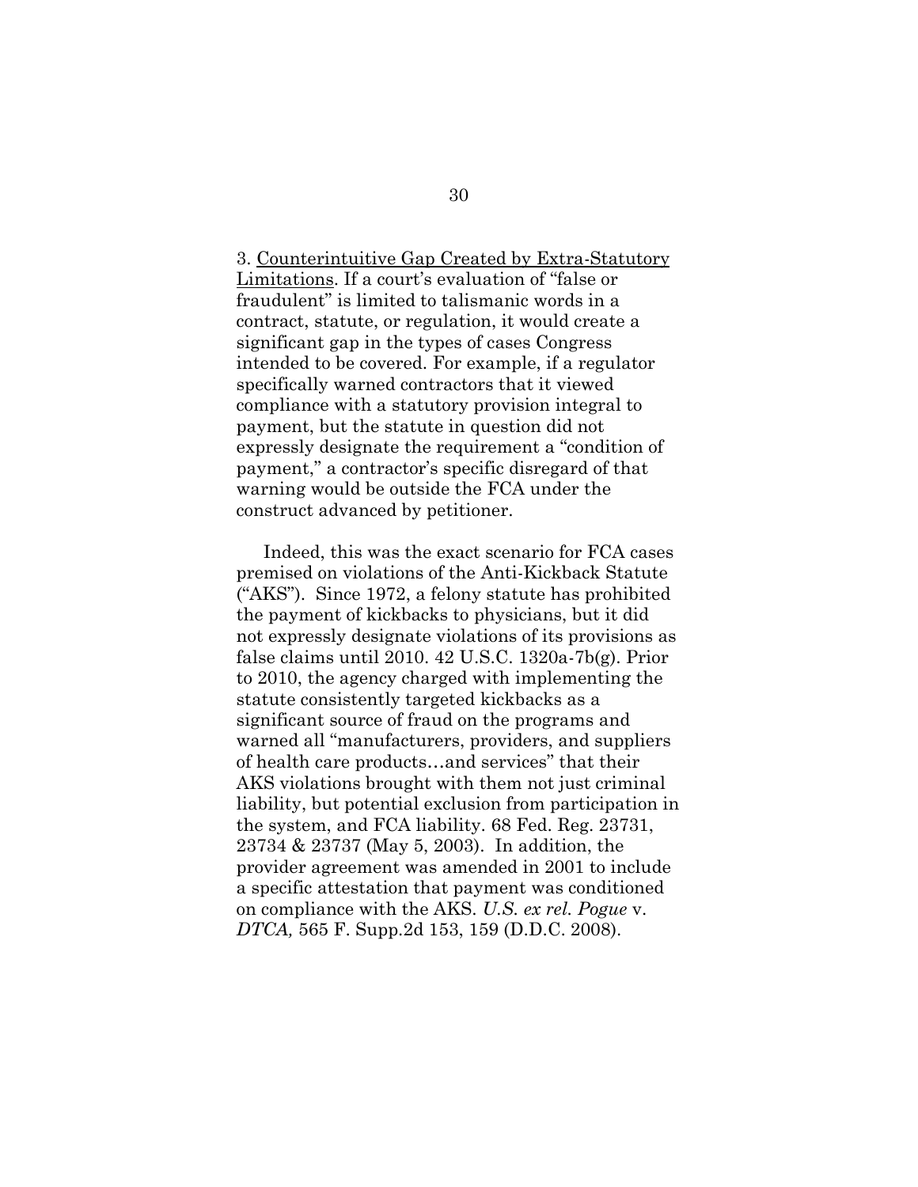3. Counterintuitive Gap Created by Extra-Statutory Limitations. If a court's evaluation of "false or fraudulent" is limited to talismanic words in a contract, statute, or regulation, it would create a significant gap in the types of cases Congress intended to be covered. For example, if a regulator specifically warned contractors that it viewed compliance with a statutory provision integral to payment, but the statute in question did not expressly designate the requirement a "condition of payment," a contractor's specific disregard of that warning would be outside the FCA under the construct advanced by petitioner.

Indeed, this was the exact scenario for FCA cases premised on violations of the Anti-Kickback Statute ("AKS"). Since 1972, a felony statute has prohibited the payment of kickbacks to physicians, but it did not expressly designate violations of its provisions as false claims until 2010. 42 U.S.C. 1320a-7b(g). Prior to 2010, the agency charged with implementing the statute consistently targeted kickbacks as a significant source of fraud on the programs and warned all "manufacturers, providers, and suppliers of health care products…and services" that their AKS violations brought with them not just criminal liability, but potential exclusion from participation in the system, and FCA liability. 68 Fed. Reg. 23731, 23734 & 23737 (May 5, 2003). In addition, the provider agreement was amended in 2001 to include a specific attestation that payment was conditioned on compliance with the AKS. *U.S. ex rel. Pogue* v. *DTCA,* 565 F. Supp.2d 153, 159 (D.D.C. 2008).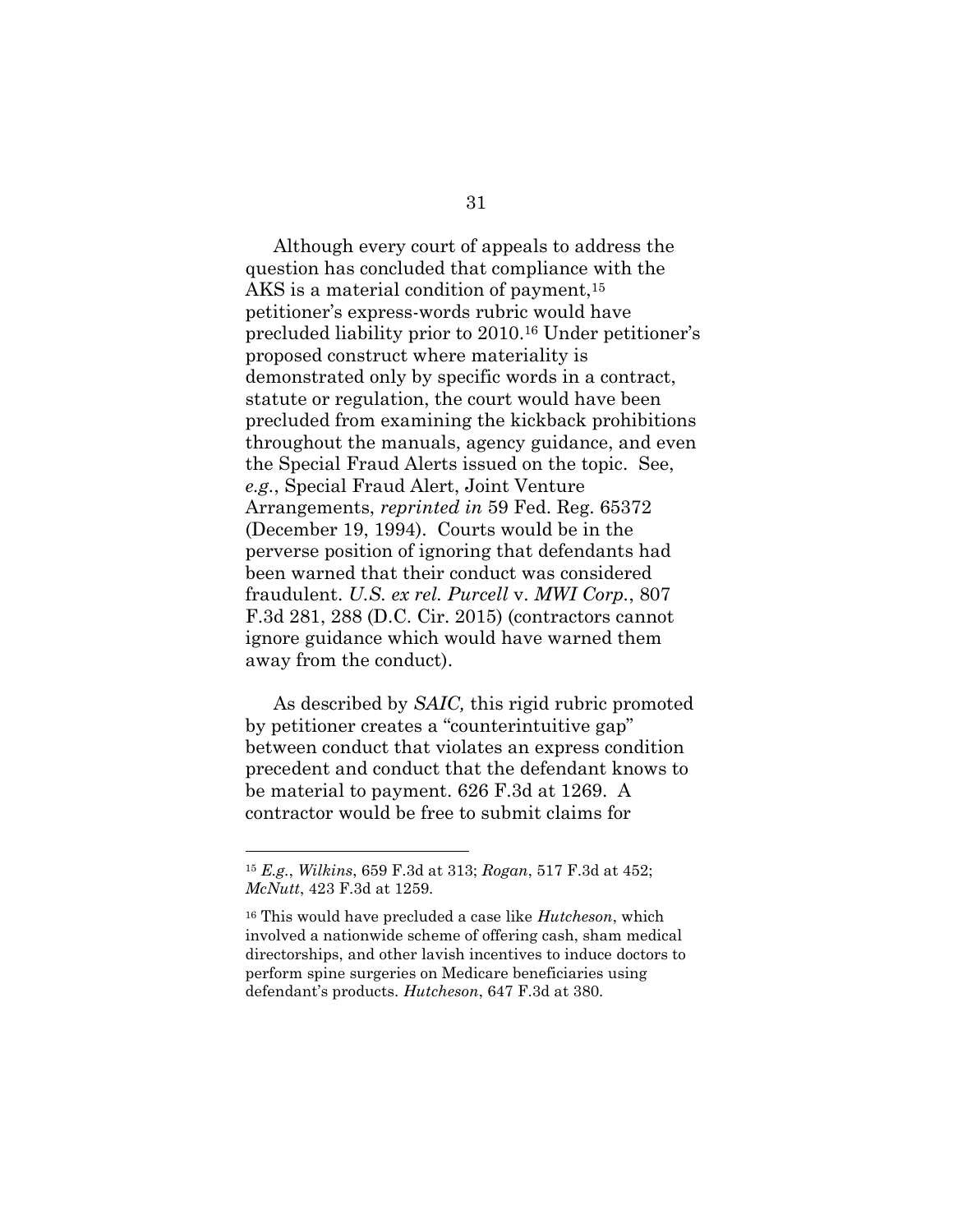Although every court of appeals to address the question has concluded that compliance with the AKS is a material condition of payment,[15] petitioner's express-words rubric would have precluded liability prior to 2010.[16] Under petitioner's proposed construct where materiality is demonstrated only by specific words in a contract, statute or regulation, the court would have been precluded from examining the kickback prohibitions throughout the manuals, agency guidance, and even the Special Fraud Alerts issued on the topic. See, *e.g.*, Special Fraud Alert, Joint Venture Arrangements, *reprinted in* 59 Fed. Reg. 65372 (December 19, 1994). Courts would be in the perverse position of ignoring that defendants had been warned that their conduct was considered fraudulent. *U.S. ex rel. Purcell* v. *MWI Corp.*, 807 F.3d 281, 288 (D.C. Cir. 2015) (contractors cannot ignore guidance which would have warned them away from the conduct).

As described by *SAIC,* this rigid rubric promoted by petitioner creates a "counterintuitive gap" between conduct that violates an express condition precedent and conduct that the defendant knows to be material to payment. 626 F.3d at 1269. A contractor would be free to submit claims for

---

[15] *E.g.*, *Wilkins*, 659 F.3d at 313; *Rogan*, 517 F.3d at 452; *McNutt*, 423 F.3d at 1259.

[16] This would have precluded a case like *Hutcheson*, which involved a nationwide scheme of offering cash, sham medical directorships, and other lavish incentives to induce doctors to perform spine surgeries on Medicare beneficiaries using defendant's products. *Hutcheson*, 647 F.3d at 380.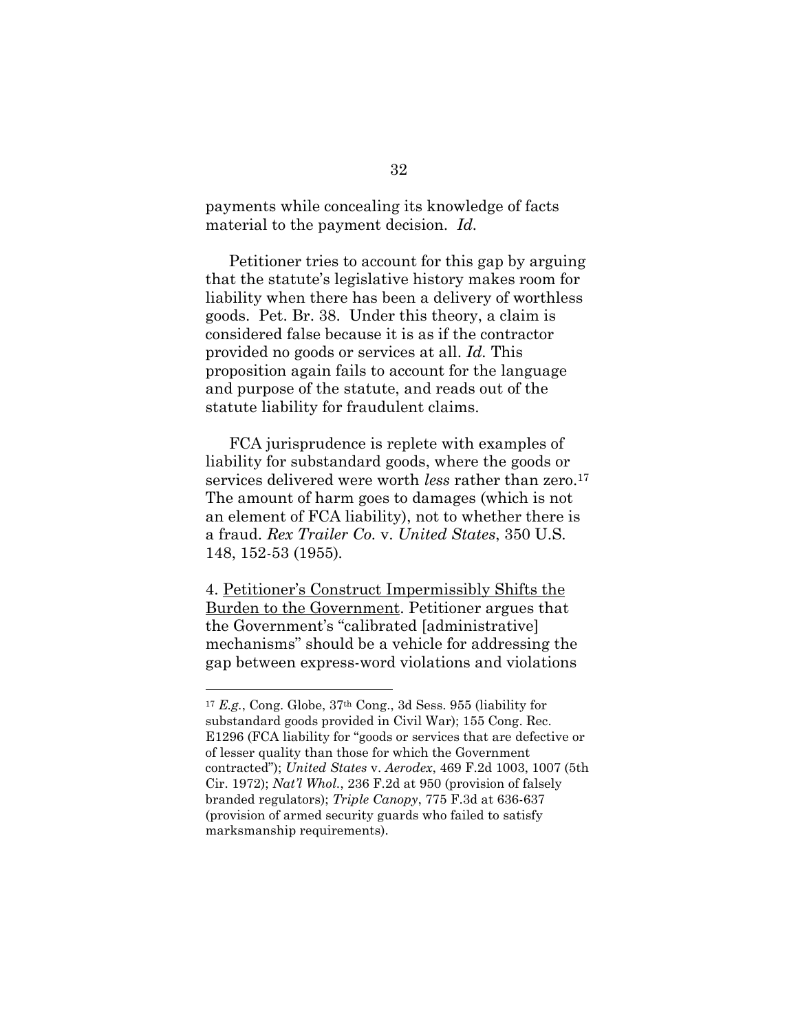payments while concealing its knowledge of facts material to the payment decision. *Id.*

Petitioner tries to account for this gap by arguing that the statute's legislative history makes room for liability when there has been a delivery of worthless goods. Pet. Br. 38. Under this theory, a claim is considered false because it is as if the contractor provided no goods or services at all. *Id.* This proposition again fails to account for the language and purpose of the statute, and reads out of the statute liability for fraudulent claims.

FCA jurisprudence is replete with examples of liability for substandard goods, where the goods or services delivered were worth *less* rather than zero.[17] The amount of harm goes to damages (which is not an element of FCA liability), not to whether there is a fraud. *Rex Trailer Co.* v. *United States*, 350 U.S. 148, 152-53 (1955).

4. <u>Petitioner's Construct Impermissibly Shifts the Burden to the Government</u>. Petitioner argues that the Government's "calibrated [administrative] mechanisms" should be a vehicle for addressing the gap between express-word violations and violations

---

[17] *E.g.*, Cong. Globe, 37th Cong., 3d Sess. 955 (liability for substandard goods provided in Civil War); 155 Cong. Rec. E1296 (FCA liability for "goods or services that are defective or of lesser quality than those for which the Government contracted"); *United States* v. *Aerodex*, 469 F.2d 1003, 1007 (5th Cir. 1972); *Nat'l Whol.*, 236 F.2d at 950 (provision of falsely branded regulators); *Triple Canopy*, 775 F.3d at 636-637 (provision of armed security guards who failed to satisfy marksmanship requirements).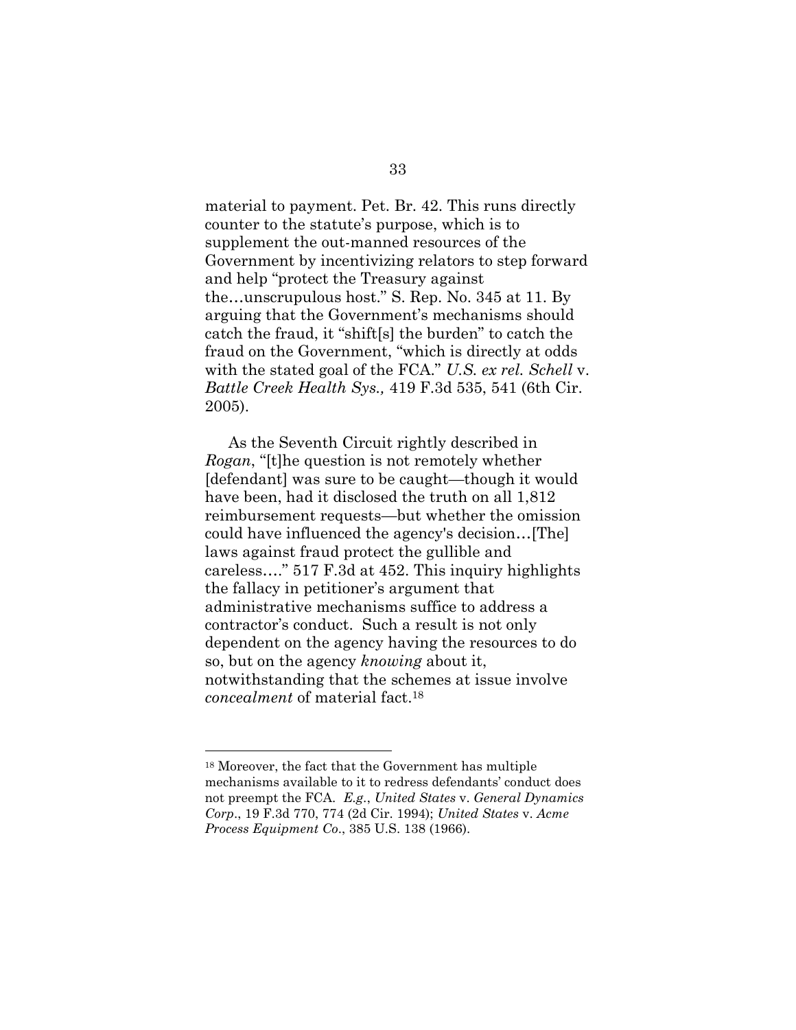material to payment. Pet. Br. 42. This runs directly counter to the statute's purpose, which is to supplement the out-manned resources of the Government by incentivizing relators to step forward and help "protect the Treasury against the…unscrupulous host." S. Rep. No. 345 at 11. By arguing that the Government's mechanisms should catch the fraud, it "shift[s] the burden" to catch the fraud on the Government, "which is directly at odds with the stated goal of the FCA." *U.S. ex rel. Schell* v. *Battle Creek Health Sys.,* 419 F.3d 535, 541 (6th Cir. 2005).

As the Seventh Circuit rightly described in *Rogan*, "[t]he question is not remotely whether [defendant] was sure to be caught—though it would have been, had it disclosed the truth on all 1,812 reimbursement requests—but whether the omission could have influenced the agency's decision…[The] laws against fraud protect the gullible and careless…." 517 F.3d at 452. This inquiry highlights the fallacy in petitioner's argument that administrative mechanisms suffice to address a contractor's conduct. Such a result is not only dependent on the agency having the resources to do so, but on the agency *knowing* about it, notwithstanding that the schemes at issue involve *concealment* of material fact.[18]

---

[18] Moreover, the fact that the Government has multiple mechanisms available to it to redress defendants' conduct does not preempt the FCA. *E.g.*, *United States* v. *General Dynamics Corp*., 19 F.3d 770, 774 (2d Cir. 1994); *United States* v. *Acme Process Equipment Co*., 385 U.S. 138 (1966).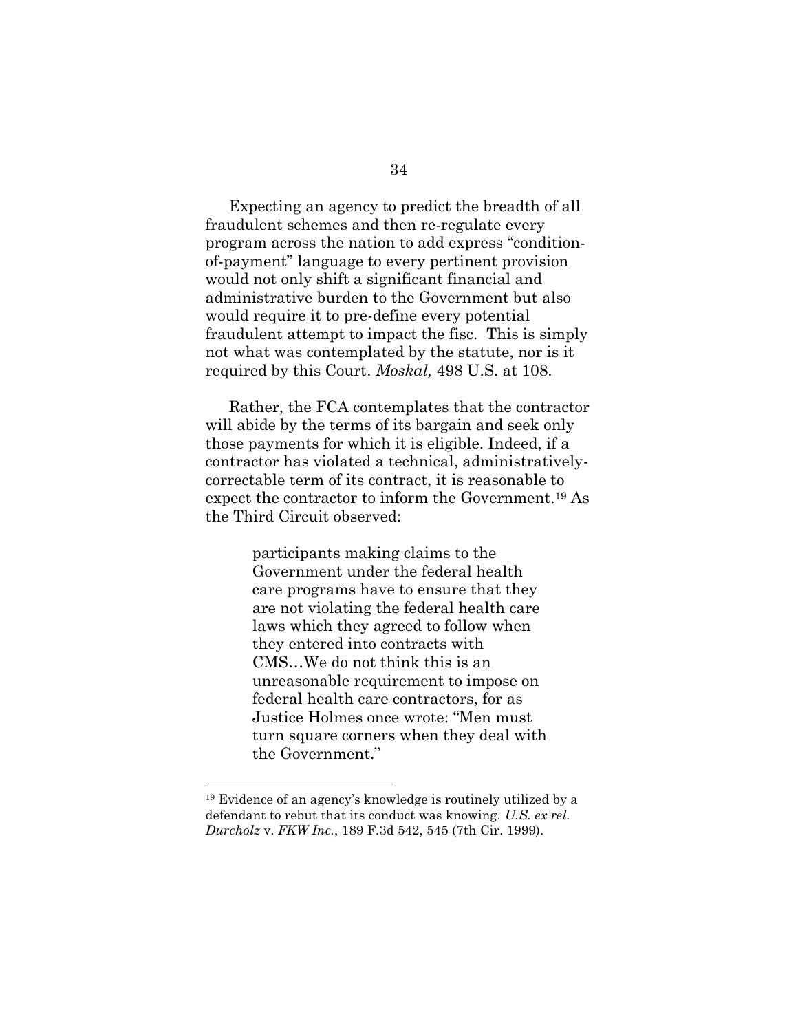Expecting an agency to predict the breadth of all fraudulent schemes and then re-regulate every program across the nation to add express "condition-of-payment" language to every pertinent provision would not only shift a significant financial and administrative burden to the Government but also would require it to pre-define every potential fraudulent attempt to impact the fisc. This is simply not what was contemplated by the statute, nor is it required by this Court. *Moskal,* 498 U.S. at 108.

Rather, the FCA contemplates that the contractor will abide by the terms of its bargain and seek only those payments for which it is eligible. Indeed, if a contractor has violated a technical, administratively-correctable term of its contract, it is reasonable to expect the contractor to inform the Government.[19] As the Third Circuit observed:

> participants making claims to the Government under the federal health care programs have to ensure that they are not violating the federal health care laws which they agreed to follow when they entered into contracts with CMS…We do not think this is an unreasonable requirement to impose on federal health care contractors, for as Justice Holmes once wrote: "Men must turn square corners when they deal with the Government."

---

[19] Evidence of an agency's knowledge is routinely utilized by a defendant to rebut that its conduct was knowing. *U.S. ex rel. Durcholz* v. *FKW Inc.*, 189 F.3d 542, 545 (7th Cir. 1999).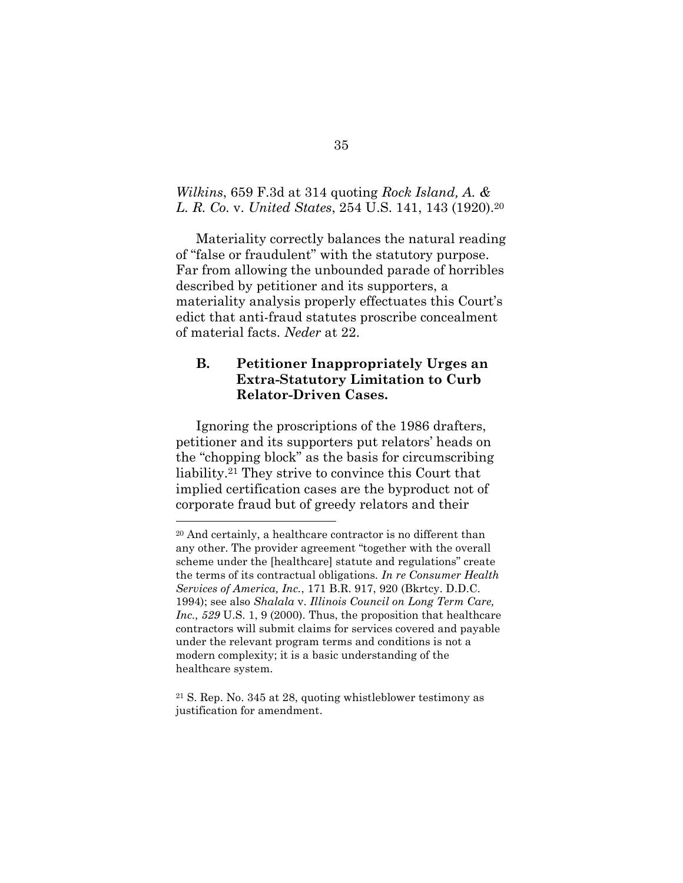*Wilkins*, 659 F.3d at 314 quoting *Rock Island, A. & L. R. Co.* v. *United States*, 254 U.S. 141, 143 (1920).[20]

Materiality correctly balances the natural reading of "false or fraudulent" with the statutory purpose. Far from allowing the unbounded parade of horribles described by petitioner and its supporters, a materiality analysis properly effectuates this Court's edict that anti-fraud statutes proscribe concealment of material facts. *Neder* at 22.

### B. Petitioner Inappropriately Urges an Extra-Statutory Limitation to Curb Relator-Driven Cases.

Ignoring the proscriptions of the 1986 drafters, petitioner and its supporters put relators' heads on the "chopping block" as the basis for circumscribing liability.[21] They strive to convince this Court that implied certification cases are the byproduct not of corporate fraud but of greedy relators and their

---

[20] And certainly, a healthcare contractor is no different than any other. The provider agreement "together with the overall scheme under the [healthcare] statute and regulations" create the terms of its contractual obligations. *In re Consumer Health Services of America, Inc.*, 171 B.R. 917, 920 (Bkrtcy. D.D.C. 1994); see also *Shalala* v. *Illinois Council on Long Term Care, Inc., 529* U.S. 1, 9 (2000). Thus, the proposition that healthcare contractors will submit claims for services covered and payable under the relevant program terms and conditions is not a modern complexity; it is a basic understanding of the healthcare system.

[21] S. Rep. No. 345 at 28, quoting whistleblower testimony as justification for amendment.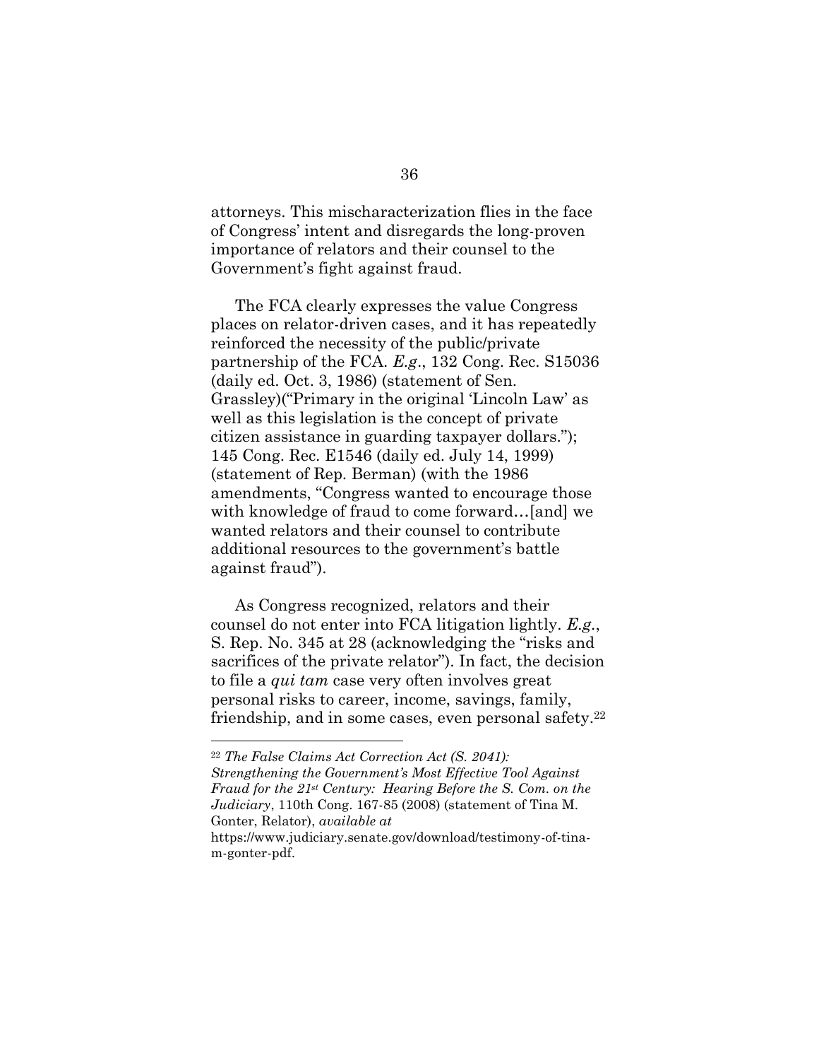attorneys. This mischaracterization flies in the face of Congress' intent and disregards the long-proven importance of relators and their counsel to the Government's fight against fraud.

The FCA clearly expresses the value Congress places on relator-driven cases, and it has repeatedly reinforced the necessity of the public/private partnership of the FCA. *E.g*., 132 Cong. Rec. S15036 (daily ed. Oct. 3, 1986) (statement of Sen. Grassley)("Primary in the original 'Lincoln Law' as well as this legislation is the concept of private citizen assistance in guarding taxpayer dollars."); 145 Cong. Rec. E1546 (daily ed. July 14, 1999) (statement of Rep. Berman) (with the 1986 amendments, "Congress wanted to encourage those with knowledge of fraud to come forward…[and] we wanted relators and their counsel to contribute additional resources to the government's battle against fraud").

As Congress recognized, relators and their counsel do not enter into FCA litigation lightly. *E.g*., S. Rep. No. 345 at 28 (acknowledging the "risks and sacrifices of the private relator"). In fact, the decision to file a *qui tam* case very often involves great personal risks to career, income, savings, family, friendship, and in some cases, even personal safety.[22]

---

[22] *The False Claims Act Correction Act (S. 2041): Strengthening the Government's Most Effective Tool Against Fraud for the 21st Century: Hearing Before the S. Com. on the Judiciary*, 110th Cong. 167-85 (2008) (statement of Tina M. Gonter, Relator), *available at* https://www.judiciary.senate.gov/download/testimony-of-tina-m-gonter-pdf.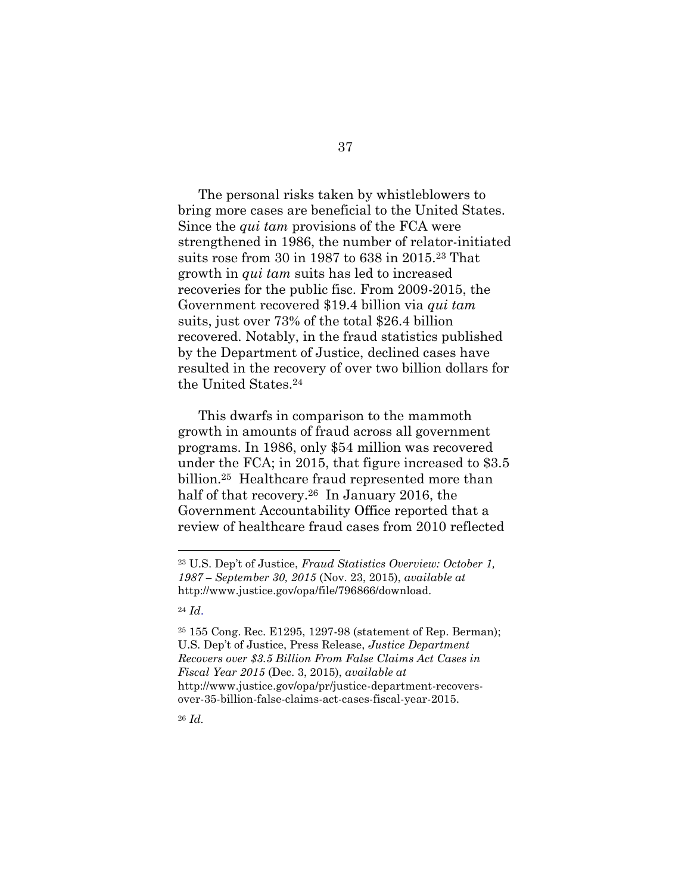The personal risks taken by whistleblowers to bring more cases are beneficial to the United States. Since the *qui tam* provisions of the FCA were strengthened in 1986, the number of relator-initiated suits rose from 30 in 1987 to 638 in 2015.[23] That growth in *qui tam* suits has led to increased recoveries for the public fisc. From 2009-2015, the Government recovered $19.4 billion via *qui tam* suits, just over 73% of the total $26.4 billion recovered. Notably, in the fraud statistics published by the Department of Justice, declined cases have resulted in the recovery of over two billion dollars for the United States.[24]

This dwarfs in comparison to the mammoth growth in amounts of fraud across all government programs. In 1986, only $54 million was recovered under the FCA; in 2015, that figure increased to $3.5 billion.[25] Healthcare fraud represented more than half of that recovery.[26] In January 2016, the Government Accountability Office reported that a review of healthcare fraud cases from 2010 reflected

---

[23] U.S. Dep't of Justice, *Fraud Statistics Overview: October 1, 1987 – September 30, 2015* (Nov. 23, 2015), *available at* http://www.justice.gov/opa/file/796866/download.

[24] *Id*.

[25] 155 Cong. Rec. E1295, 1297-98 (statement of Rep. Berman); U.S. Dep't of Justice, Press Release, *Justice Department Recovers over $3.5 Billion From False Claims Act Cases in Fiscal Year 2015* (Dec. 3, 2015), *available at* http://www.justice.gov/opa/pr/justice-department-recovers-over-35-billion-false-claims-act-cases-fiscal-year-2015.

[26] *Id.*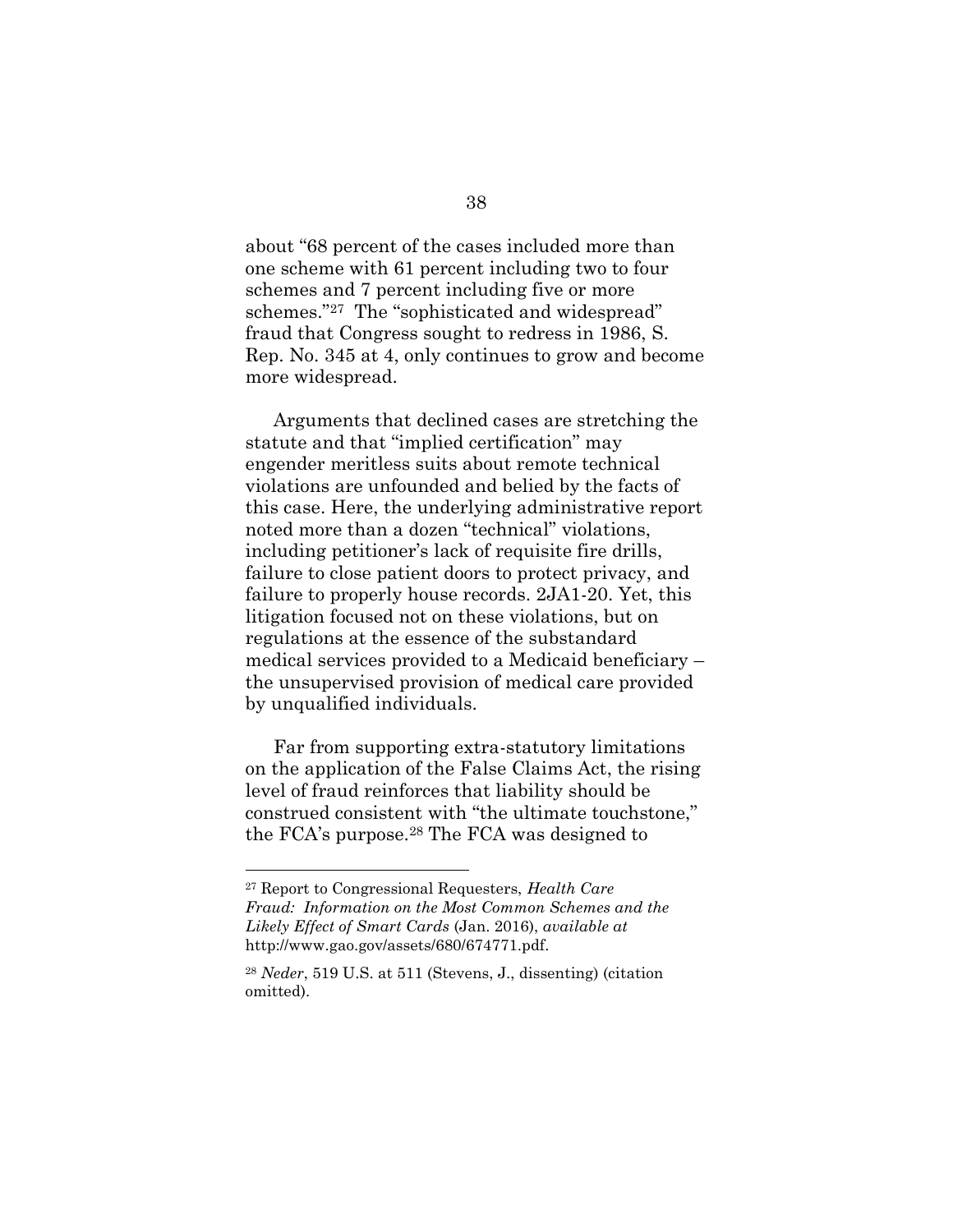about "68 percent of the cases included more than one scheme with 61 percent including two to four schemes and 7 percent including five or more schemes."[27] The "sophisticated and widespread" fraud that Congress sought to redress in 1986, S. Rep. No. 345 at 4, only continues to grow and become more widespread.

Arguments that declined cases are stretching the statute and that "implied certification" may engender meritless suits about remote technical violations are unfounded and belied by the facts of this case. Here, the underlying administrative report noted more than a dozen "technical" violations, including petitioner's lack of requisite fire drills, failure to close patient doors to protect privacy, and failure to properly house records. 2JA1-20. Yet, this litigation focused not on these violations, but on regulations at the essence of the substandard medical services provided to a Medicaid beneficiary – the unsupervised provision of medical care provided by unqualified individuals.

Far from supporting extra-statutory limitations on the application of the False Claims Act, the rising level of fraud reinforces that liability should be construed consistent with "the ultimate touchstone," the FCA's purpose.[28] The FCA was designed to

---

[27] Report to Congressional Requesters, *Health Care Fraud: Information on the Most Common Schemes and the Likely Effect of Smart Cards* (Jan. 2016), *available at* http://www.gao.gov/assets/680/674771.pdf.

[28] *Neder*, 519 U.S. at 511 (Stevens, J., dissenting) (citation omitted).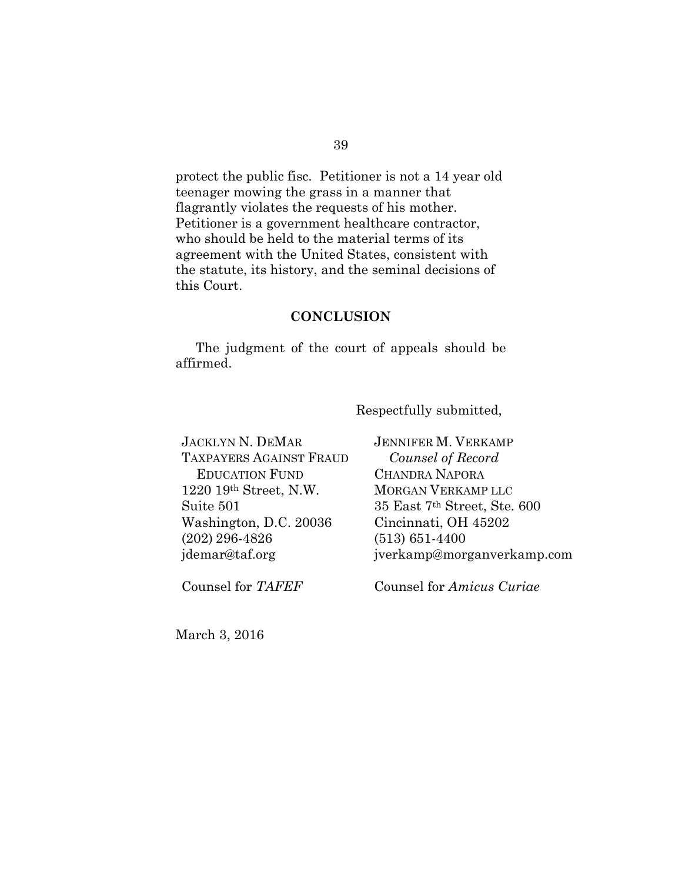protect the public fisc. Petitioner is not a 14 year old teenager mowing the grass in a manner that flagrantly violates the requests of his mother. Petitioner is a government healthcare contractor, who should be held to the material terms of its agreement with the United States, consistent with the statute, its history, and the seminal decisions of this Court.

## CONCLUSION

The judgment of the court of appeals should be affirmed.

Respectfully submitted,

JACKLYN N. DEMAR
TAXPAYERS AGAINST FRAUD EDUCATION FUND
1220 19th Street, N.W.
Suite 501
Washington, D.C. 20036
(202) 296-4826
jdemar@taf.org

Counsel for *TAFEF*

JENNIFER M. VERKAMP
*Counsel of Record*
CHANDRA NAPORA
MORGAN VERKAMP LLC
35 East 7th Street, Ste. 600
Cincinnati, OH 45202
(513) 651-4400
jverkamp@morganverkamp.com

Counsel for *Amicus Curiae*

March 3, 2016